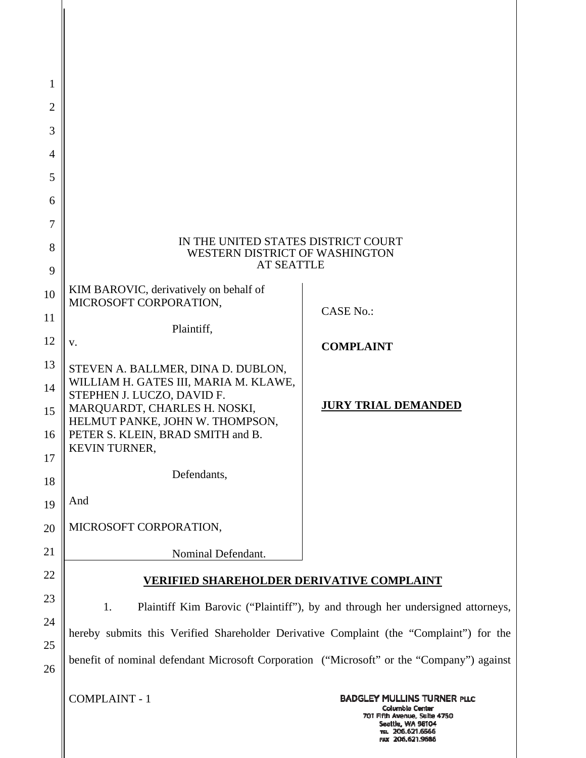IN THE UNITED STATES DISTRICT COURT
WESTERN DISTRICT OF WASHINGTON
AT SEATTLE

| | |
|---|---|
| KIM BAROVIC, derivatively on behalf of MICROSOFT CORPORATION,<br><br>Plaintiff,<br><br>v.<br><br>STEVEN A. BALLMER, DINA D. DUBLON, WILLIAM H. GATES III, MARIA M. KLAWE, STEPHEN J. LUCZO, DAVID F. MARQUARDT, CHARLES H. NOSKI, HELMUT PANKE, JOHN W. THOMPSON, PETER S. KLEIN, BRAD SMITH and B. KEVIN TURNER,<br><br>Defendants,<br><br>And<br><br>MICROSOFT CORPORATION,<br><br>Nominal Defendant. | CASE No.:<br><br>**COMPLAINT**<br><br>**JURY TRIAL DEMANDED** |

## VERIFIED SHAREHOLDER DERIVATIVE COMPLAINT

1. Plaintiff Kim Barovic ("Plaintiff"), by and through her undersigned attorneys, hereby submits this Verified Shareholder Derivative Complaint (the "Complaint") for the benefit of nominal defendant Microsoft Corporation ("Microsoft" or the "Company") against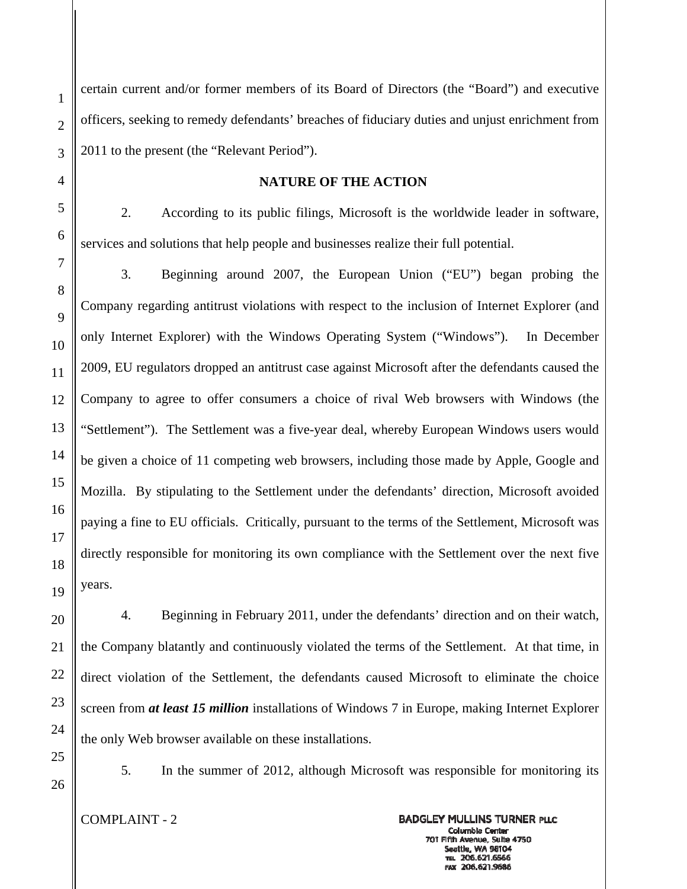certain current and/or former members of its Board of Directors (the "Board") and executive officers, seeking to remedy defendants' breaches of fiduciary duties and unjust enrichment from 2011 to the present (the "Relevant Period").

## NATURE OF THE ACTION

2. According to its public filings, Microsoft is the worldwide leader in software, services and solutions that help people and businesses realize their full potential.

3. Beginning around 2007, the European Union ("EU") began probing the Company regarding antitrust violations with respect to the inclusion of Internet Explorer (and only Internet Explorer) with the Windows Operating System ("Windows"). In December 2009, EU regulators dropped an antitrust case against Microsoft after the defendants caused the Company to agree to offer consumers a choice of rival Web browsers with Windows (the "Settlement"). The Settlement was a five-year deal, whereby European Windows users would be given a choice of 11 competing web browsers, including those made by Apple, Google and Mozilla. By stipulating to the Settlement under the defendants' direction, Microsoft avoided paying a fine to EU officials. Critically, pursuant to the terms of the Settlement, Microsoft was directly responsible for monitoring its own compliance with the Settlement over the next five years.

4. Beginning in February 2011, under the defendants' direction and on their watch, the Company blatantly and continuously violated the terms of the Settlement. At that time, in direct violation of the Settlement, the defendants caused Microsoft to eliminate the choice screen from ***at least 15 million*** installations of Windows 7 in Europe, making Internet Explorer the only Web browser available on these installations.

5. In the summer of 2012, although Microsoft was responsible for monitoring its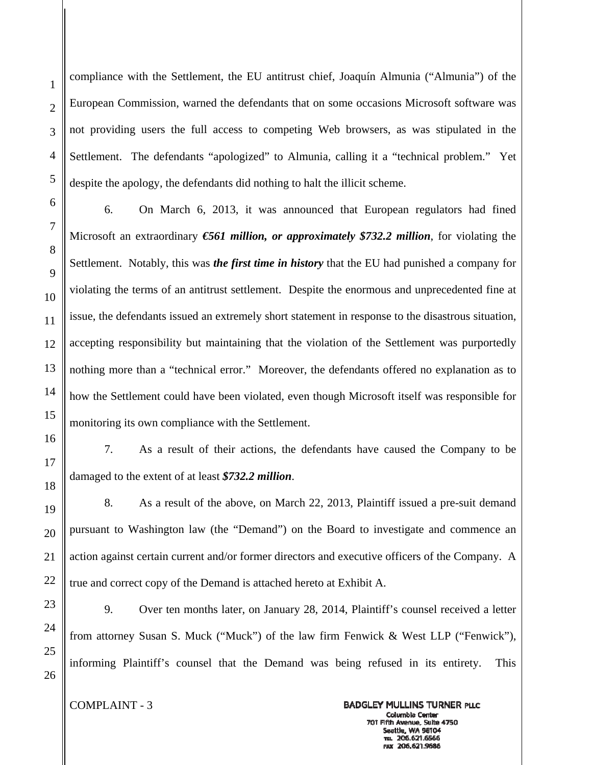compliance with the Settlement, the EU antitrust chief, Joaquín Almunia ("Almunia") of the European Commission, warned the defendants that on some occasions Microsoft software was not providing users the full access to competing Web browsers, as was stipulated in the Settlement. The defendants "apologized" to Almunia, calling it a "technical problem." Yet despite the apology, the defendants did nothing to halt the illicit scheme.

6. On March 6, 2013, it was announced that European regulators had fined Microsoft an extraordinary ***€561 million, or approximately $732.2 million***, for violating the Settlement. Notably, this was ***the first time in history*** that the EU had punished a company for violating the terms of an antitrust settlement. Despite the enormous and unprecedented fine at issue, the defendants issued an extremely short statement in response to the disastrous situation, accepting responsibility but maintaining that the violation of the Settlement was purportedly nothing more than a "technical error." Moreover, the defendants offered no explanation as to how the Settlement could have been violated, even though Microsoft itself was responsible for monitoring its own compliance with the Settlement.

7. As a result of their actions, the defendants have caused the Company to be damaged to the extent of at least ***$732.2 million***.

8. As a result of the above, on March 22, 2013, Plaintiff issued a pre-suit demand pursuant to Washington law (the "Demand") on the Board to investigate and commence an action against certain current and/or former directors and executive officers of the Company. A true and correct copy of the Demand is attached hereto at Exhibit A.

9. Over ten months later, on January 28, 2014, Plaintiff's counsel received a letter from attorney Susan S. Muck ("Muck") of the law firm Fenwick & West LLP ("Fenwick"), informing Plaintiff's counsel that the Demand was being refused in its entirety. This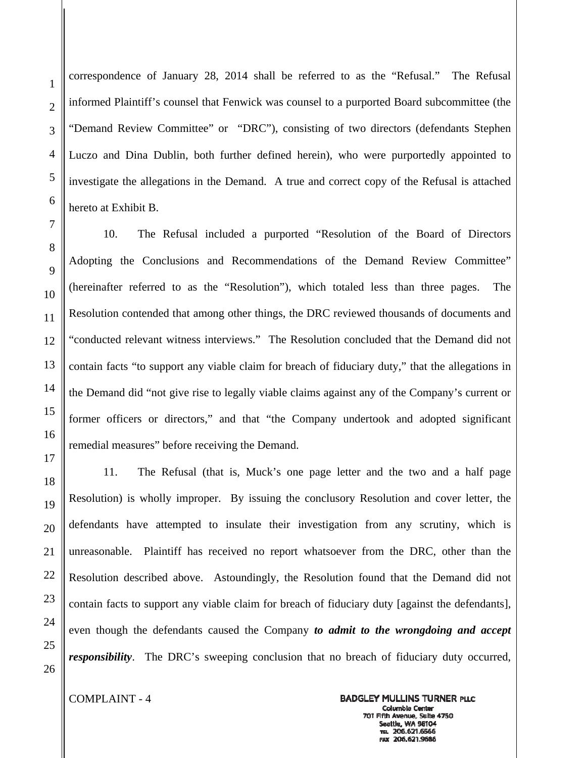correspondence of January 28, 2014 shall be referred to as the "Refusal." The Refusal informed Plaintiff's counsel that Fenwick was counsel to a purported Board subcommittee (the "Demand Review Committee" or "DRC"), consisting of two directors (defendants Stephen Luczo and Dina Dublin, both further defined herein), who were purportedly appointed to investigate the allegations in the Demand. A true and correct copy of the Refusal is attached hereto at Exhibit B.

10. The Refusal included a purported "Resolution of the Board of Directors Adopting the Conclusions and Recommendations of the Demand Review Committee" (hereinafter referred to as the "Resolution"), which totaled less than three pages. The Resolution contended that among other things, the DRC reviewed thousands of documents and "conducted relevant witness interviews." The Resolution concluded that the Demand did not contain facts "to support any viable claim for breach of fiduciary duty," that the allegations in the Demand did "not give rise to legally viable claims against any of the Company's current or former officers or directors," and that "the Company undertook and adopted significant remedial measures" before receiving the Demand.

11. The Refusal (that is, Muck's one page letter and the two and a half page Resolution) is wholly improper. By issuing the conclusory Resolution and cover letter, the defendants have attempted to insulate their investigation from any scrutiny, which is unreasonable. Plaintiff has received no report whatsoever from the DRC, other than the Resolution described above. Astoundingly, the Resolution found that the Demand did not contain facts to support any viable claim for breach of fiduciary duty [against the defendants], even though the defendants caused the Company ***to admit to the wrongdoing and accept responsibility***. The DRC's sweeping conclusion that no breach of fiduciary duty occurred,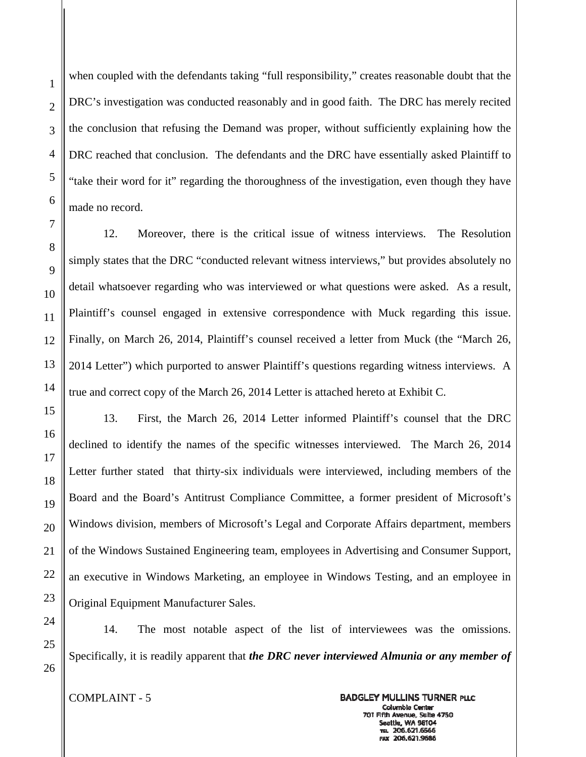when coupled with the defendants taking "full responsibility," creates reasonable doubt that the DRC's investigation was conducted reasonably and in good faith. The DRC has merely recited the conclusion that refusing the Demand was proper, without sufficiently explaining how the DRC reached that conclusion. The defendants and the DRC have essentially asked Plaintiff to "take their word for it" regarding the thoroughness of the investigation, even though they have made no record.

12. Moreover, there is the critical issue of witness interviews. The Resolution simply states that the DRC "conducted relevant witness interviews," but provides absolutely no detail whatsoever regarding who was interviewed or what questions were asked. As a result, Plaintiff's counsel engaged in extensive correspondence with Muck regarding this issue. Finally, on March 26, 2014, Plaintiff's counsel received a letter from Muck (the "March 26, 2014 Letter") which purported to answer Plaintiff's questions regarding witness interviews. A true and correct copy of the March 26, 2014 Letter is attached hereto at Exhibit C.

13. First, the March 26, 2014 Letter informed Plaintiff's counsel that the DRC declined to identify the names of the specific witnesses interviewed. The March 26, 2014 Letter further stated that thirty-six individuals were interviewed, including members of the Board and the Board's Antitrust Compliance Committee, a former president of Microsoft's Windows division, members of Microsoft's Legal and Corporate Affairs department, members of the Windows Sustained Engineering team, employees in Advertising and Consumer Support, an executive in Windows Marketing, an employee in Windows Testing, and an employee in Original Equipment Manufacturer Sales.

14. The most notable aspect of the list of interviewees was the omissions. Specifically, it is readily apparent that ***the DRC never interviewed Almunia or any member of***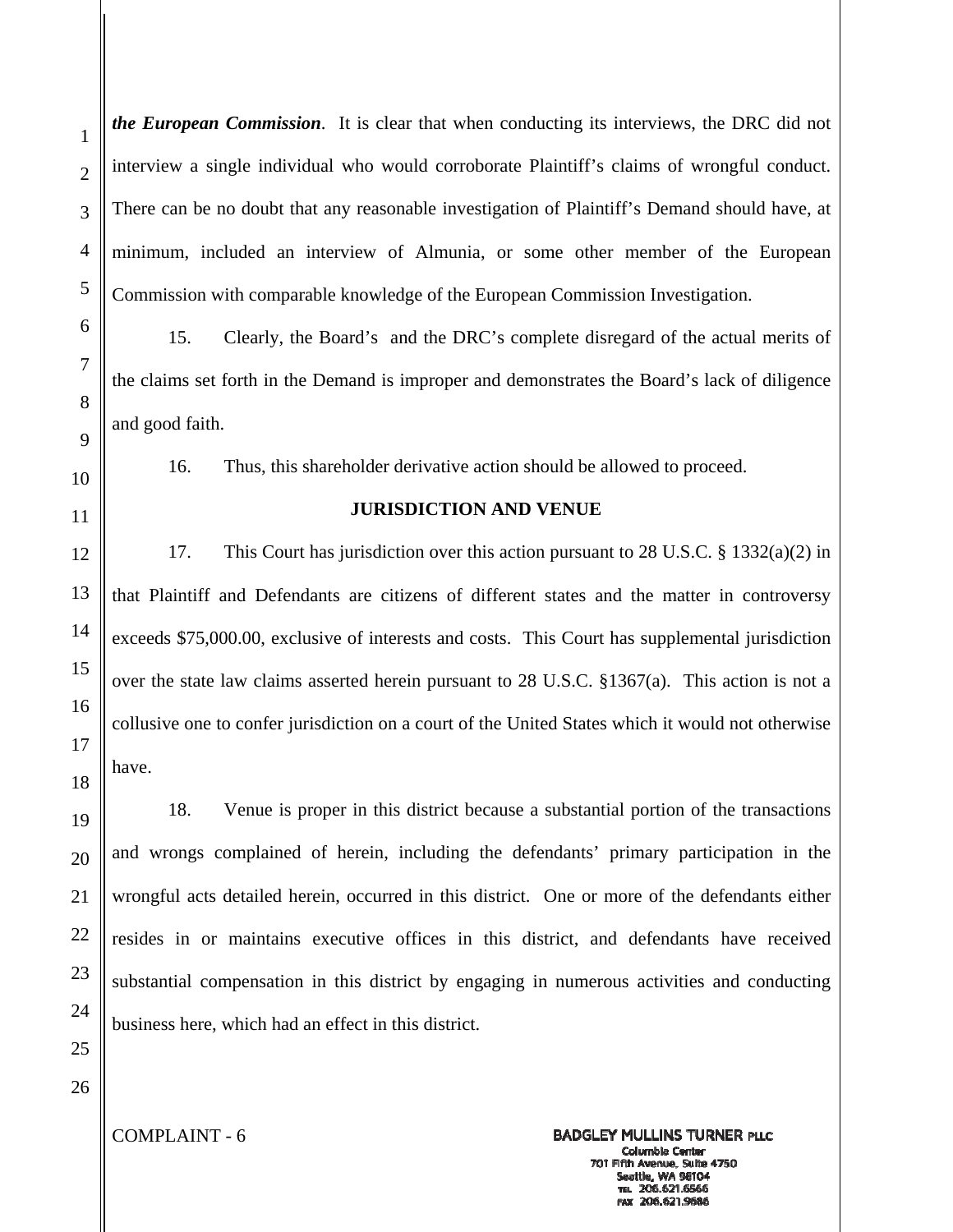***the European Commission***. It is clear that when conducting its interviews, the DRC did not interview a single individual who would corroborate Plaintiff's claims of wrongful conduct. There can be no doubt that any reasonable investigation of Plaintiff's Demand should have, at minimum, included an interview of Almunia, or some other member of the European Commission with comparable knowledge of the European Commission Investigation.

15. Clearly, the Board's and the DRC's complete disregard of the actual merits of the claims set forth in the Demand is improper and demonstrates the Board's lack of diligence and good faith.

16. Thus, this shareholder derivative action should be allowed to proceed.

## JURISDICTION AND VENUE

17. This Court has jurisdiction over this action pursuant to 28 U.S.C. § 1332(a)(2) in that Plaintiff and Defendants are citizens of different states and the matter in controversy exceeds $75,000.00, exclusive of interests and costs. This Court has supplemental jurisdiction over the state law claims asserted herein pursuant to 28 U.S.C. §1367(a). This action is not a collusive one to confer jurisdiction on a court of the United States which it would not otherwise have.

18. Venue is proper in this district because a substantial portion of the transactions and wrongs complained of herein, including the defendants' primary participation in the wrongful acts detailed herein, occurred in this district. One or more of the defendants either resides in or maintains executive offices in this district, and defendants have received substantial compensation in this district by engaging in numerous activities and conducting business here, which had an effect in this district.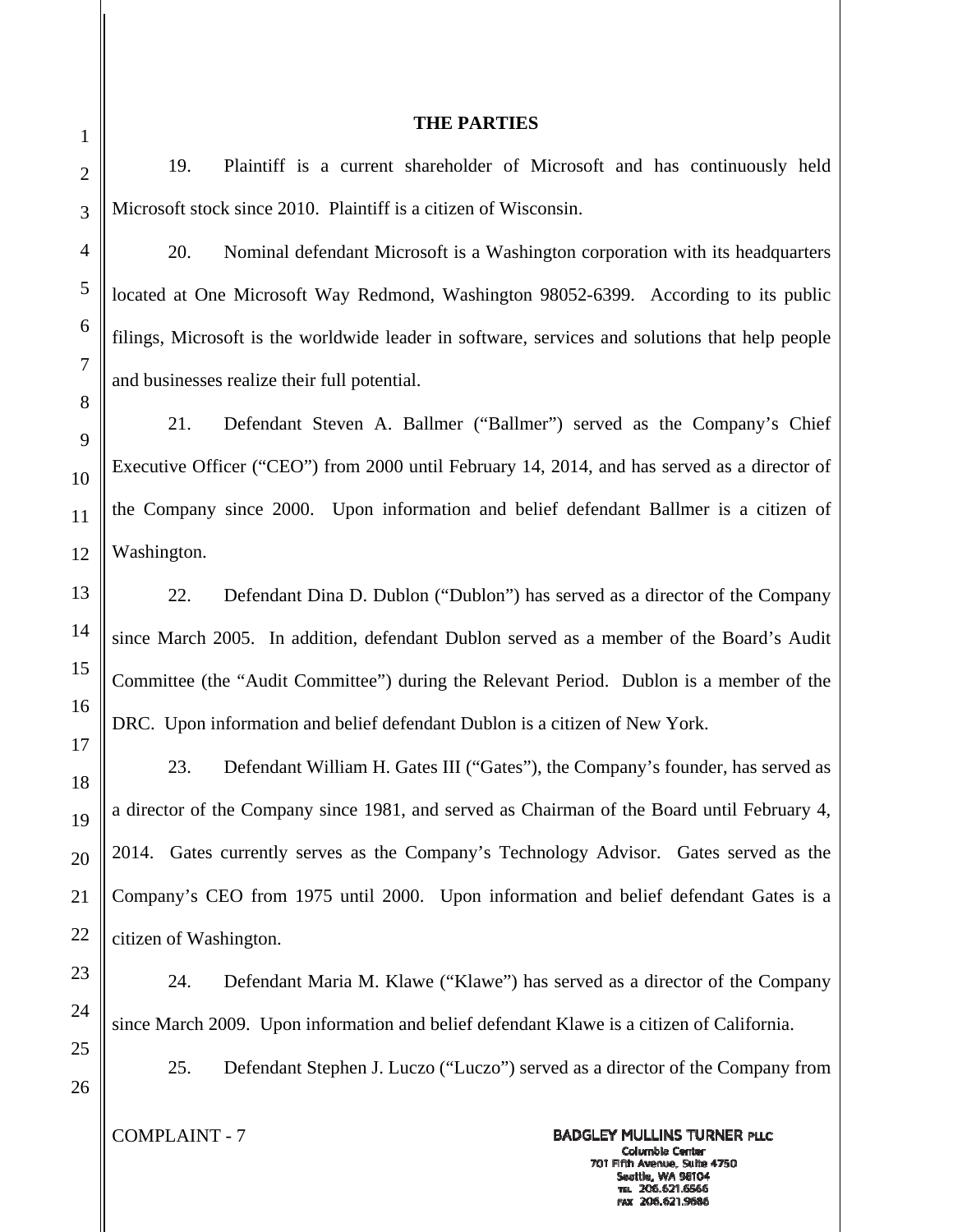## THE PARTIES

19. Plaintiff is a current shareholder of Microsoft and has continuously held Microsoft stock since 2010. Plaintiff is a citizen of Wisconsin.

20. Nominal defendant Microsoft is a Washington corporation with its headquarters located at One Microsoft Way Redmond, Washington 98052-6399. According to its public filings, Microsoft is the worldwide leader in software, services and solutions that help people and businesses realize their full potential.

21. Defendant Steven A. Ballmer ("Ballmer") served as the Company's Chief Executive Officer ("CEO") from 2000 until February 14, 2014, and has served as a director of the Company since 2000. Upon information and belief defendant Ballmer is a citizen of Washington.

22. Defendant Dina D. Dublon ("Dublon") has served as a director of the Company since March 2005. In addition, defendant Dublon served as a member of the Board's Audit Committee (the "Audit Committee") during the Relevant Period. Dublon is a member of the DRC. Upon information and belief defendant Dublon is a citizen of New York.

23. Defendant William H. Gates III ("Gates"), the Company's founder, has served as a director of the Company since 1981, and served as Chairman of the Board until February 4, 2014. Gates currently serves as the Company's Technology Advisor. Gates served as the Company's CEO from 1975 until 2000. Upon information and belief defendant Gates is a citizen of Washington.

24. Defendant Maria M. Klawe ("Klawe") has served as a director of the Company since March 2009. Upon information and belief defendant Klawe is a citizen of California.

25. Defendant Stephen J. Luczo ("Luczo") served as a director of the Company from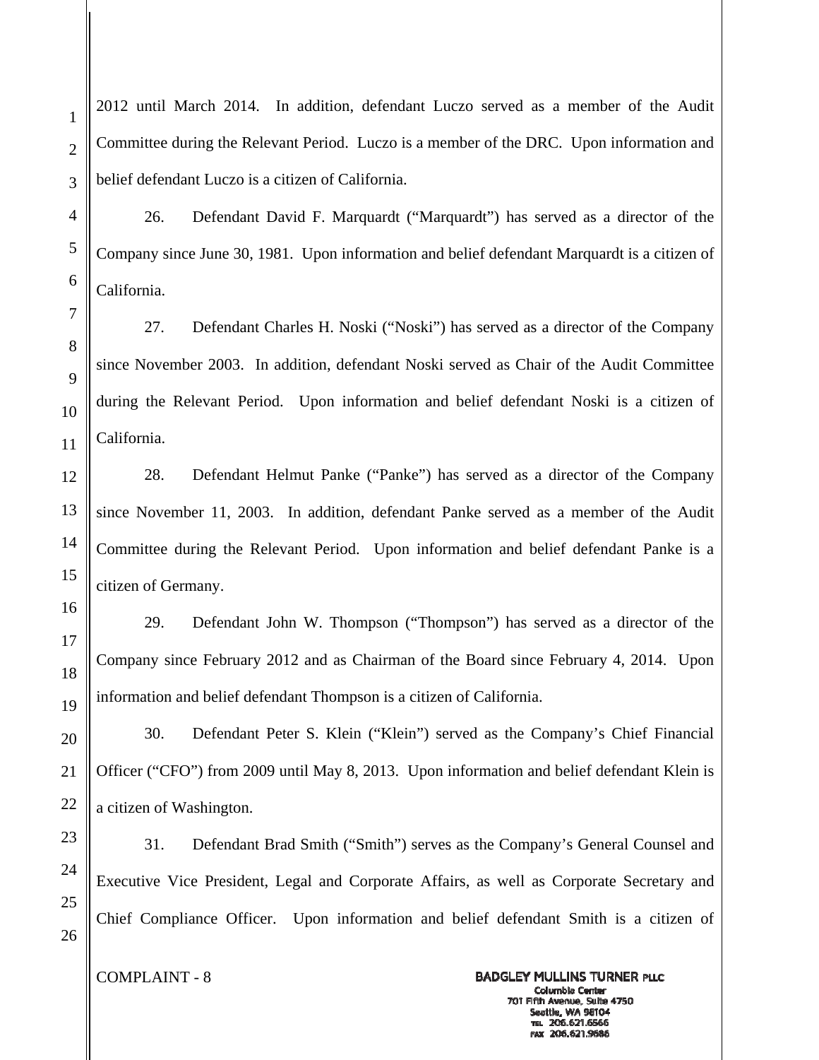2012 until March 2014. In addition, defendant Luczo served as a member of the Audit Committee during the Relevant Period. Luczo is a member of the DRC. Upon information and belief defendant Luczo is a citizen of California.

26. Defendant David F. Marquardt ("Marquardt") has served as a director of the Company since June 30, 1981. Upon information and belief defendant Marquardt is a citizen of California.

27. Defendant Charles H. Noski ("Noski") has served as a director of the Company since November 2003. In addition, defendant Noski served as Chair of the Audit Committee during the Relevant Period. Upon information and belief defendant Noski is a citizen of California.

28. Defendant Helmut Panke ("Panke") has served as a director of the Company since November 11, 2003. In addition, defendant Panke served as a member of the Audit Committee during the Relevant Period. Upon information and belief defendant Panke is a citizen of Germany.

29. Defendant John W. Thompson ("Thompson") has served as a director of the Company since February 2012 and as Chairman of the Board since February 4, 2014. Upon information and belief defendant Thompson is a citizen of California.

30. Defendant Peter S. Klein ("Klein") served as the Company's Chief Financial Officer ("CFO") from 2009 until May 8, 2013. Upon information and belief defendant Klein is a citizen of Washington.

31. Defendant Brad Smith ("Smith") serves as the Company's General Counsel and Executive Vice President, Legal and Corporate Affairs, as well as Corporate Secretary and Chief Compliance Officer. Upon information and belief defendant Smith is a citizen of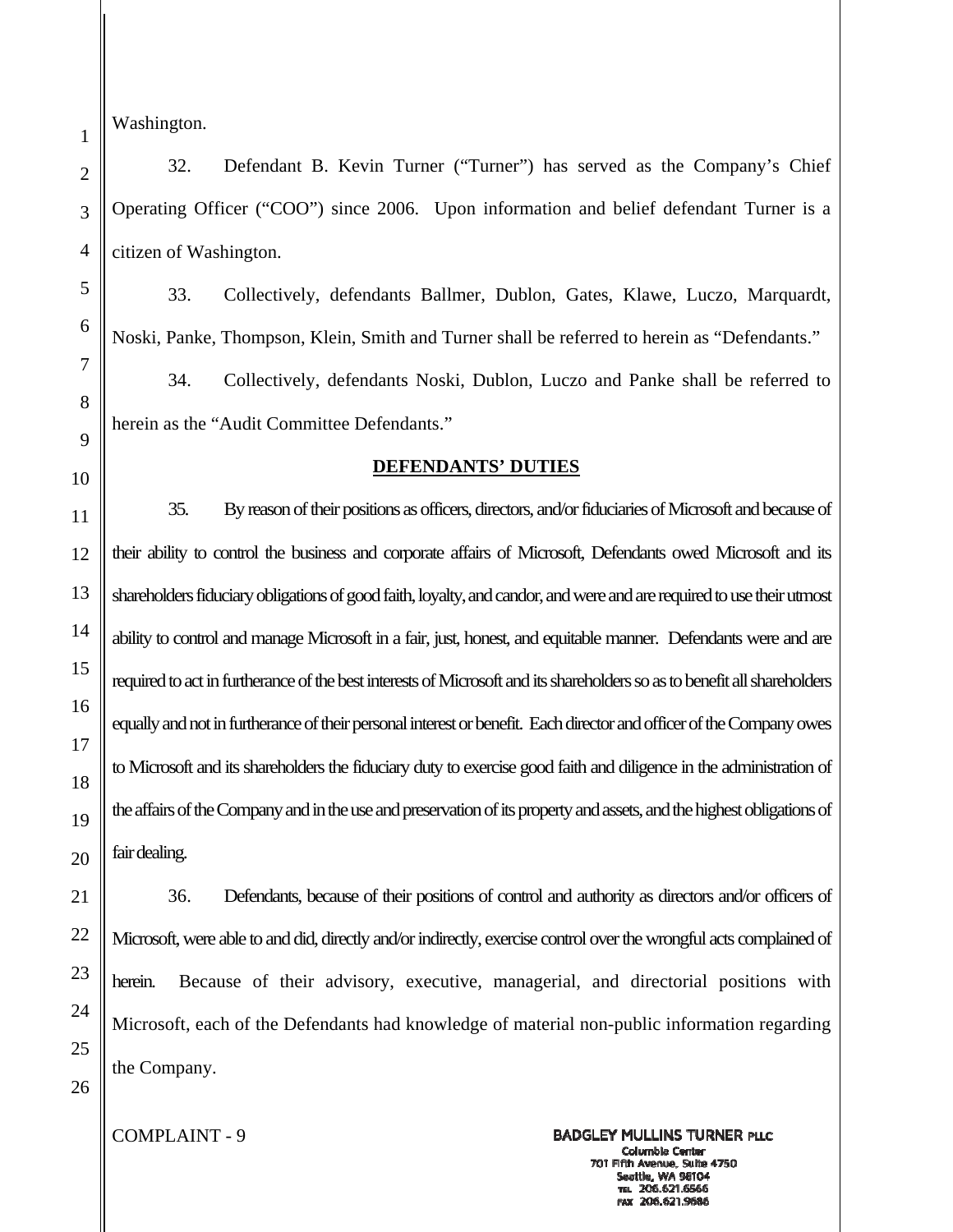Washington.

32. Defendant B. Kevin Turner ("Turner") has served as the Company's Chief Operating Officer ("COO") since 2006. Upon information and belief defendant Turner is a citizen of Washington.

33. Collectively, defendants Ballmer, Dublon, Gates, Klawe, Luczo, Marquardt, Noski, Panke, Thompson, Klein, Smith and Turner shall be referred to herein as "Defendants."

34. Collectively, defendants Noski, Dublon, Luczo and Panke shall be referred to herein as the "Audit Committee Defendants."

## DEFENDANTS' DUTIES

35. By reason of their positions as officers, directors, and/or fiduciaries of Microsoft and because of their ability to control the business and corporate affairs of Microsoft, Defendants owed Microsoft and its shareholders fiduciary obligations of good faith, loyalty, and candor, and were and are required to use their utmost ability to control and manage Microsoft in a fair, just, honest, and equitable manner. Defendants were and are required to act in furtherance of the best interests of Microsoft and its shareholders so as to benefit all shareholders equally and not in furtherance of their personal interest or benefit. Each director and officer of the Company owes to Microsoft and its shareholders the fiduciary duty to exercise good faith and diligence in the administration of the affairs of the Company and in the use and preservation of its property and assets, and the highest obligations of fair dealing.

36. Defendants, because of their positions of control and authority as directors and/or officers of Microsoft, were able to and did, directly and/or indirectly, exercise control over the wrongful acts complained of herein. Because of their advisory, executive, managerial, and directorial positions with Microsoft, each of the Defendants had knowledge of material non-public information regarding the Company.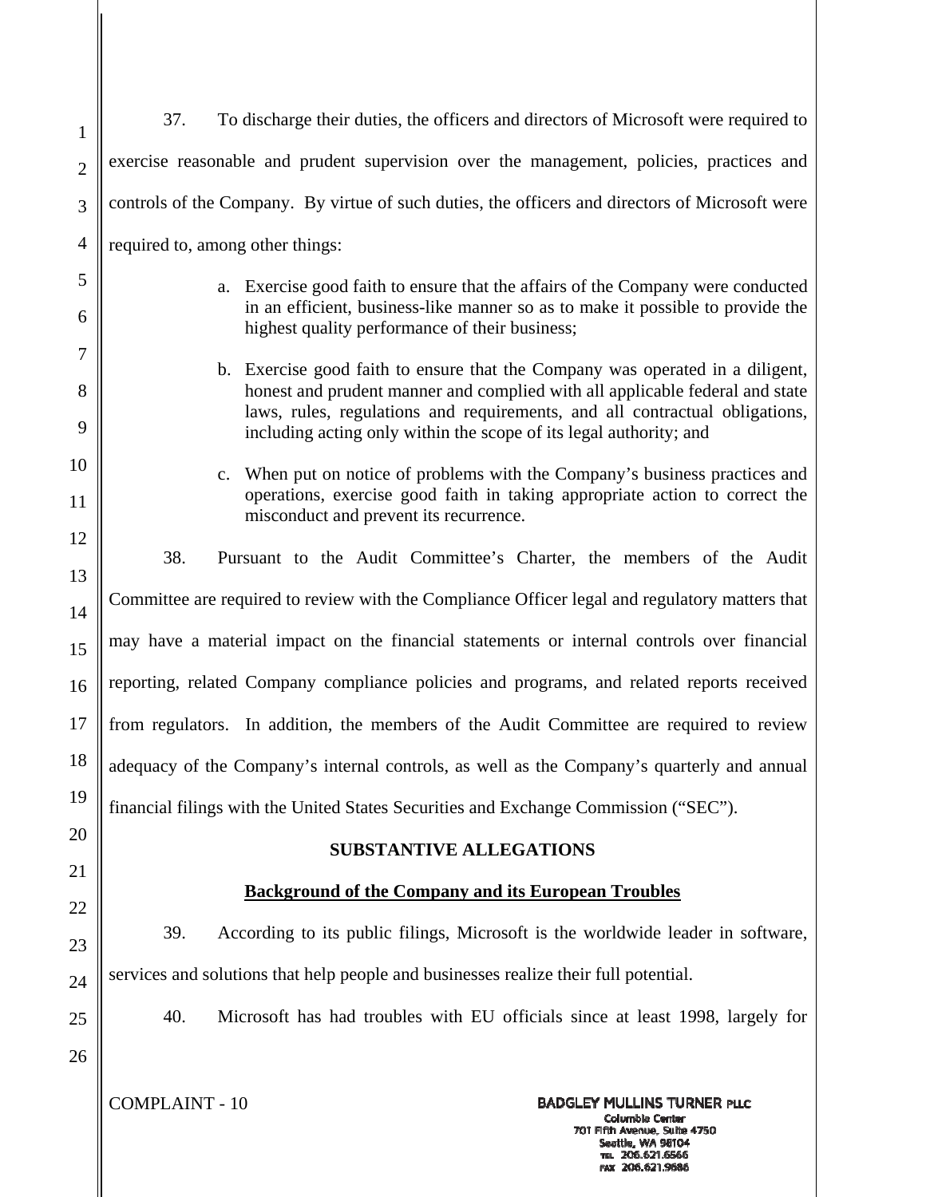37. To discharge their duties, the officers and directors of Microsoft were required to exercise reasonable and prudent supervision over the management, policies, practices and controls of the Company. By virtue of such duties, the officers and directors of Microsoft were required to, among other things:

a. Exercise good faith to ensure that the affairs of the Company were conducted in an efficient, business-like manner so as to make it possible to provide the highest quality performance of their business;

b. Exercise good faith to ensure that the Company was operated in a diligent, honest and prudent manner and complied with all applicable federal and state laws, rules, regulations and requirements, and all contractual obligations, including acting only within the scope of its legal authority; and

c. When put on notice of problems with the Company's business practices and operations, exercise good faith in taking appropriate action to correct the misconduct and prevent its recurrence.

38. Pursuant to the Audit Committee's Charter, the members of the Audit Committee are required to review with the Compliance Officer legal and regulatory matters that may have a material impact on the financial statements or internal controls over financial reporting, related Company compliance policies and programs, and related reports received from regulators. In addition, the members of the Audit Committee are required to review adequacy of the Company's internal controls, as well as the Company's quarterly and annual financial filings with the United States Securities and Exchange Commission ("SEC").

## SUBSTANTIVE ALLEGATIONS

### Background of the Company and its European Troubles

39. According to its public filings, Microsoft is the worldwide leader in software, services and solutions that help people and businesses realize their full potential.

40. Microsoft has had troubles with EU officials since at least 1998, largely for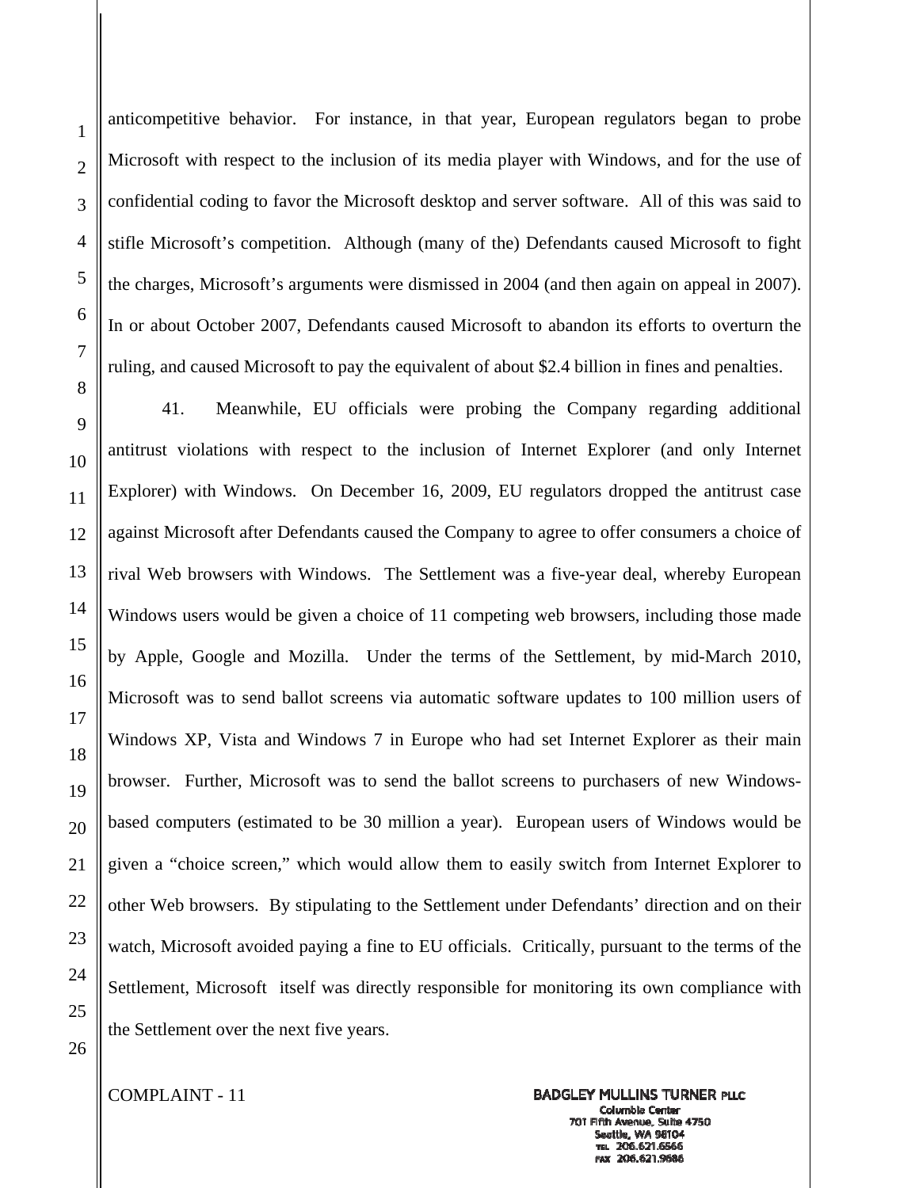anticompetitive behavior. For instance, in that year, European regulators began to probe Microsoft with respect to the inclusion of its media player with Windows, and for the use of confidential coding to favor the Microsoft desktop and server software. All of this was said to stifle Microsoft's competition. Although (many of the) Defendants caused Microsoft to fight the charges, Microsoft's arguments were dismissed in 2004 (and then again on appeal in 2007). In or about October 2007, Defendants caused Microsoft to abandon its efforts to overturn the ruling, and caused Microsoft to pay the equivalent of about $2.4 billion in fines and penalties.

41. Meanwhile, EU officials were probing the Company regarding additional antitrust violations with respect to the inclusion of Internet Explorer (and only Internet Explorer) with Windows. On December 16, 2009, EU regulators dropped the antitrust case against Microsoft after Defendants caused the Company to agree to offer consumers a choice of rival Web browsers with Windows. The Settlement was a five-year deal, whereby European Windows users would be given a choice of 11 competing web browsers, including those made by Apple, Google and Mozilla. Under the terms of the Settlement, by mid-March 2010, Microsoft was to send ballot screens via automatic software updates to 100 million users of Windows XP, Vista and Windows 7 in Europe who had set Internet Explorer as their main browser. Further, Microsoft was to send the ballot screens to purchasers of new Windows-based computers (estimated to be 30 million a year). European users of Windows would be given a "choice screen," which would allow them to easily switch from Internet Explorer to other Web browsers. By stipulating to the Settlement under Defendants' direction and on their watch, Microsoft avoided paying a fine to EU officials. Critically, pursuant to the terms of the Settlement, Microsoft itself was directly responsible for monitoring its own compliance with the Settlement over the next five years.

COMPLAINT - 11

BADGLEY MULLINS TURNER PLLC
Columbia Center
701 Fifth Avenue, Suite 4750
Seattle, WA 98104
TEL 206.621.6566
FAX 206.621.9686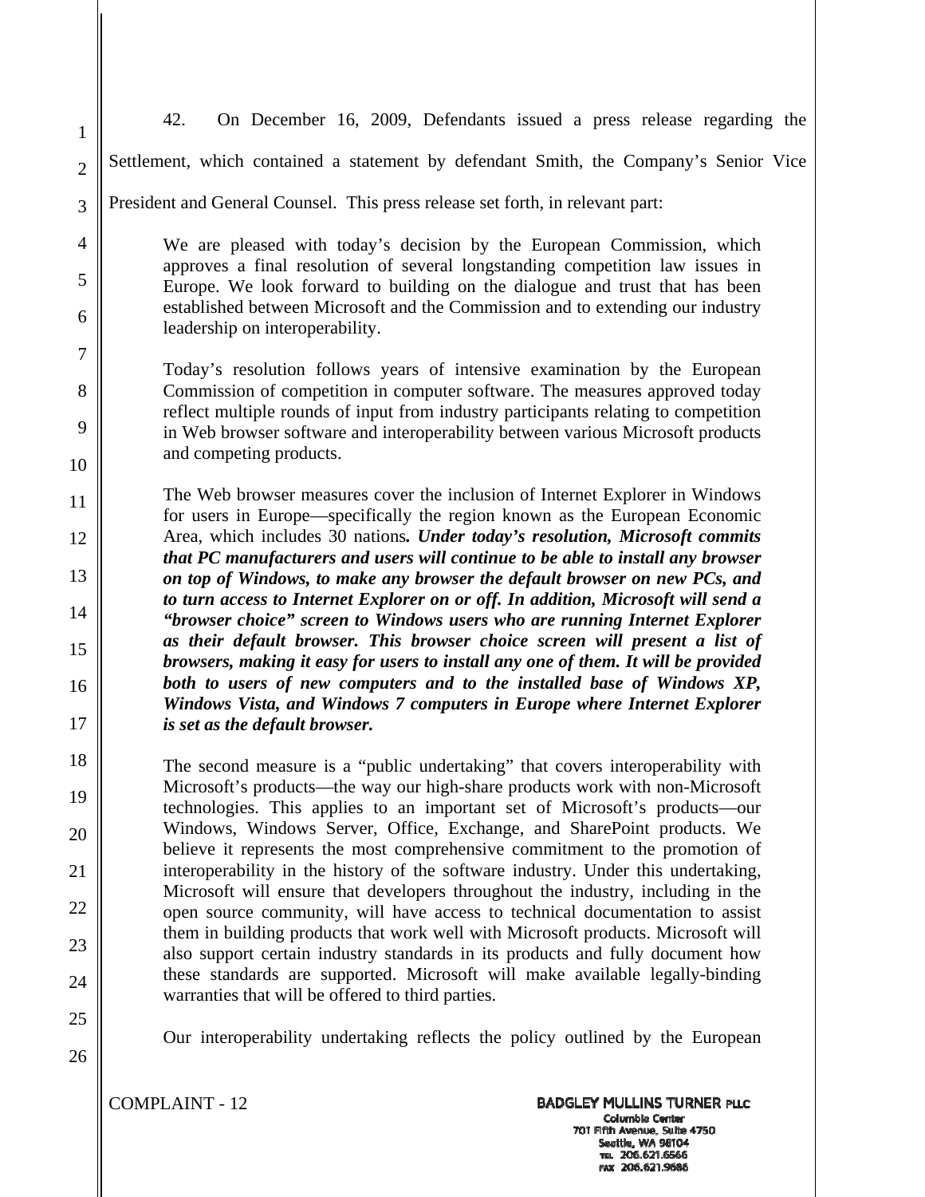42. On December 16, 2009, Defendants issued a press release regarding the Settlement, which contained a statement by defendant Smith, the Company's Senior Vice President and General Counsel. This press release set forth, in relevant part:

> We are pleased with today's decision by the European Commission, which approves a final resolution of several longstanding competition law issues in Europe. We look forward to building on the dialogue and trust that has been established between Microsoft and the Commission and to extending our industry leadership on interoperability.
>
> Today's resolution follows years of intensive examination by the European Commission of competition in computer software. The measures approved today reflect multiple rounds of input from industry participants relating to competition in Web browser software and interoperability between various Microsoft products and competing products.
>
> The Web browser measures cover the inclusion of Internet Explorer in Windows for users in Europe—specifically the region known as the European Economic Area, which includes 30 nations***. Under today's resolution, Microsoft commits that PC manufacturers and users will continue to be able to install any browser on top of Windows, to make any browser the default browser on new PCs, and to turn access to Internet Explorer on or off. In addition, Microsoft will send a "browser choice" screen to Windows users who are running Internet Explorer as their default browser. This browser choice screen will present a list of browsers, making it easy for users to install any one of them. It will be provided both to users of new computers and to the installed base of Windows XP, Windows Vista, and Windows 7 computers in Europe where Internet Explorer is set as the default browser.***
>
> The second measure is a "public undertaking" that covers interoperability with Microsoft's products—the way our high-share products work with non-Microsoft technologies. This applies to an important set of Microsoft's products—our Windows, Windows Server, Office, Exchange, and SharePoint products. We believe it represents the most comprehensive commitment to the promotion of interoperability in the history of the software industry. Under this undertaking, Microsoft will ensure that developers throughout the industry, including in the open source community, will have access to technical documentation to assist them in building products that work well with Microsoft products. Microsoft will also support certain industry standards in its products and fully document how these standards are supported. Microsoft will make available legally-binding warranties that will be offered to third parties.
>
> Our interoperability undertaking reflects the policy outlined by the European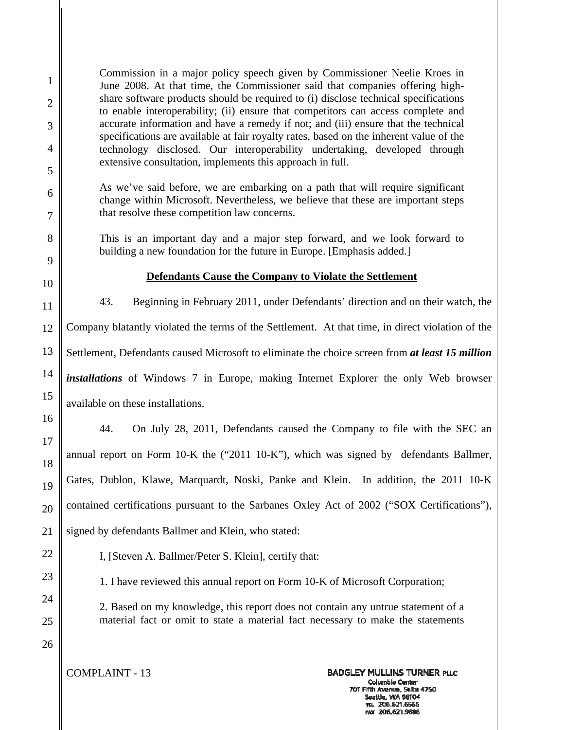> Commission in a major policy speech given by Commissioner Neelie Kroes in June 2008. At that time, the Commissioner said that companies offering high-share software products should be required to (i) disclose technical specifications to enable interoperability; (ii) ensure that competitors can access complete and accurate information and have a remedy if not; and (iii) ensure that the technical specifications are available at fair royalty rates, based on the inherent value of the technology disclosed. Our interoperability undertaking, developed through extensive consultation, implements this approach in full.
>
> As we've said before, we are embarking on a path that will require significant change within Microsoft. Nevertheless, we believe that these are important steps that resolve these competition law concerns.
>
> This is an important day and a major step forward, and we look forward to building a new foundation for the future in Europe. [Emphasis added.]

**Defendants Cause the Company to Violate the Settlement**

43. Beginning in February 2011, under Defendants' direction and on their watch, the Company blatantly violated the terms of the Settlement. At that time, in direct violation of the Settlement, Defendants caused Microsoft to eliminate the choice screen from ***at least 15 million installations*** of Windows 7 in Europe, making Internet Explorer the only Web browser available on these installations.

44. On July 28, 2011, Defendants caused the Company to file with the SEC an annual report on Form 10-K the ("2011 10-K"), which was signed by defendants Ballmer, Gates, Dublon, Klawe, Marquardt, Noski, Panke and Klein. In addition, the 2011 10-K contained certifications pursuant to the Sarbanes Oxley Act of 2002 ("SOX Certifications"), signed by defendants Ballmer and Klein, who stated:

> I, [Steven A. Ballmer/Peter S. Klein], certify that:
>
> 1. I have reviewed this annual report on Form 10-K of Microsoft Corporation;
>
> 2. Based on my knowledge, this report does not contain any untrue statement of a material fact or omit to state a material fact necessary to make the statements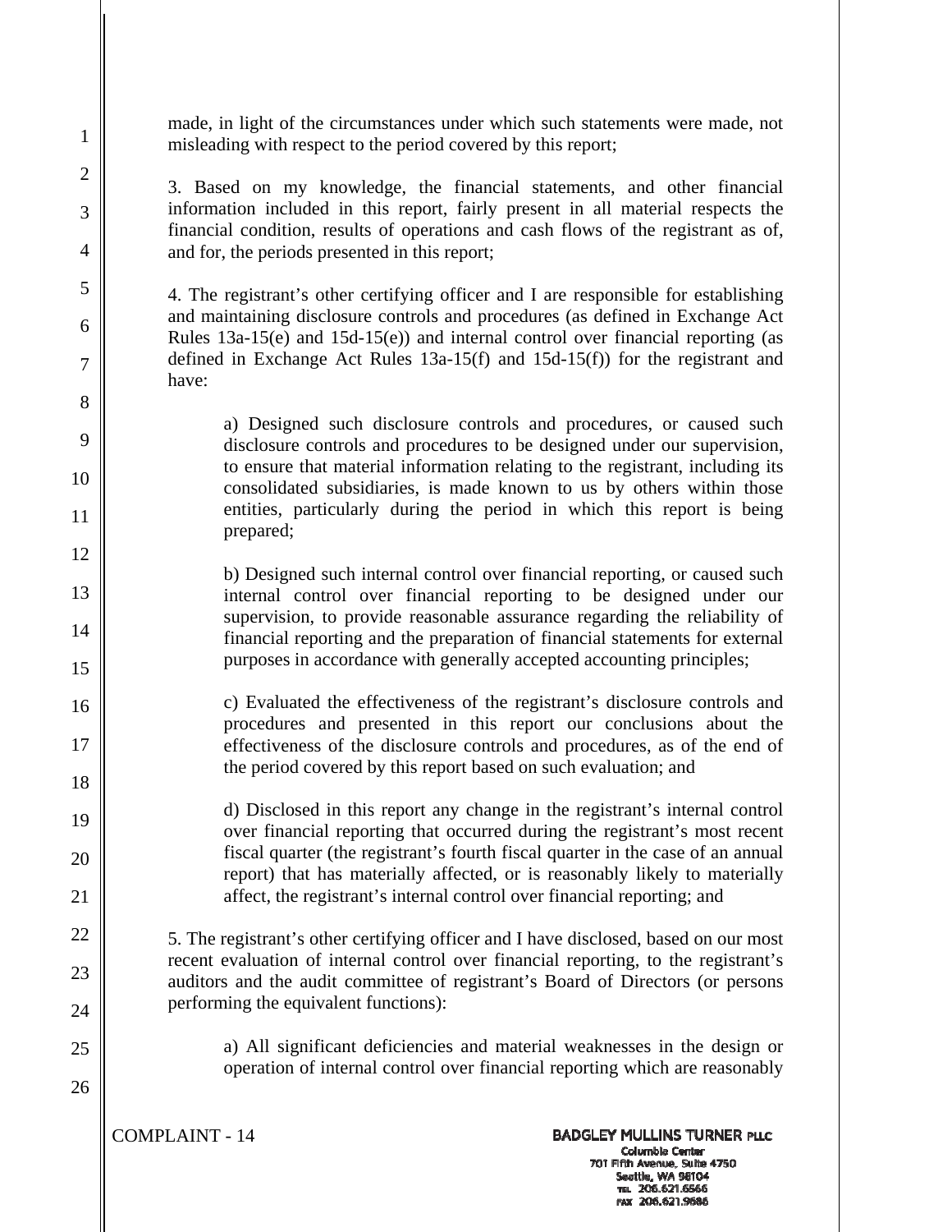made, in light of the circumstances under which such statements were made, not misleading with respect to the period covered by this report;

3. Based on my knowledge, the financial statements, and other financial information included in this report, fairly present in all material respects the financial condition, results of operations and cash flows of the registrant as of, and for, the periods presented in this report;

4. The registrant's other certifying officer and I are responsible for establishing and maintaining disclosure controls and procedures (as defined in Exchange Act Rules 13a-15(e) and 15d-15(e)) and internal control over financial reporting (as defined in Exchange Act Rules 13a-15(f) and 15d-15(f)) for the registrant and have:

> a) Designed such disclosure controls and procedures, or caused such disclosure controls and procedures to be designed under our supervision, to ensure that material information relating to the registrant, including its consolidated subsidiaries, is made known to us by others within those entities, particularly during the period in which this report is being prepared;
>
> b) Designed such internal control over financial reporting, or caused such internal control over financial reporting to be designed under our supervision, to provide reasonable assurance regarding the reliability of financial reporting and the preparation of financial statements for external purposes in accordance with generally accepted accounting principles;
>
> c) Evaluated the effectiveness of the registrant's disclosure controls and procedures and presented in this report our conclusions about the effectiveness of the disclosure controls and procedures, as of the end of the period covered by this report based on such evaluation; and
>
> d) Disclosed in this report any change in the registrant's internal control over financial reporting that occurred during the registrant's most recent fiscal quarter (the registrant's fourth fiscal quarter in the case of an annual report) that has materially affected, or is reasonably likely to materially affect, the registrant's internal control over financial reporting; and

5. The registrant's other certifying officer and I have disclosed, based on our most recent evaluation of internal control over financial reporting, to the registrant's auditors and the audit committee of registrant's Board of Directors (or persons performing the equivalent functions):

> a) All significant deficiencies and material weaknesses in the design or operation of internal control over financial reporting which are reasonably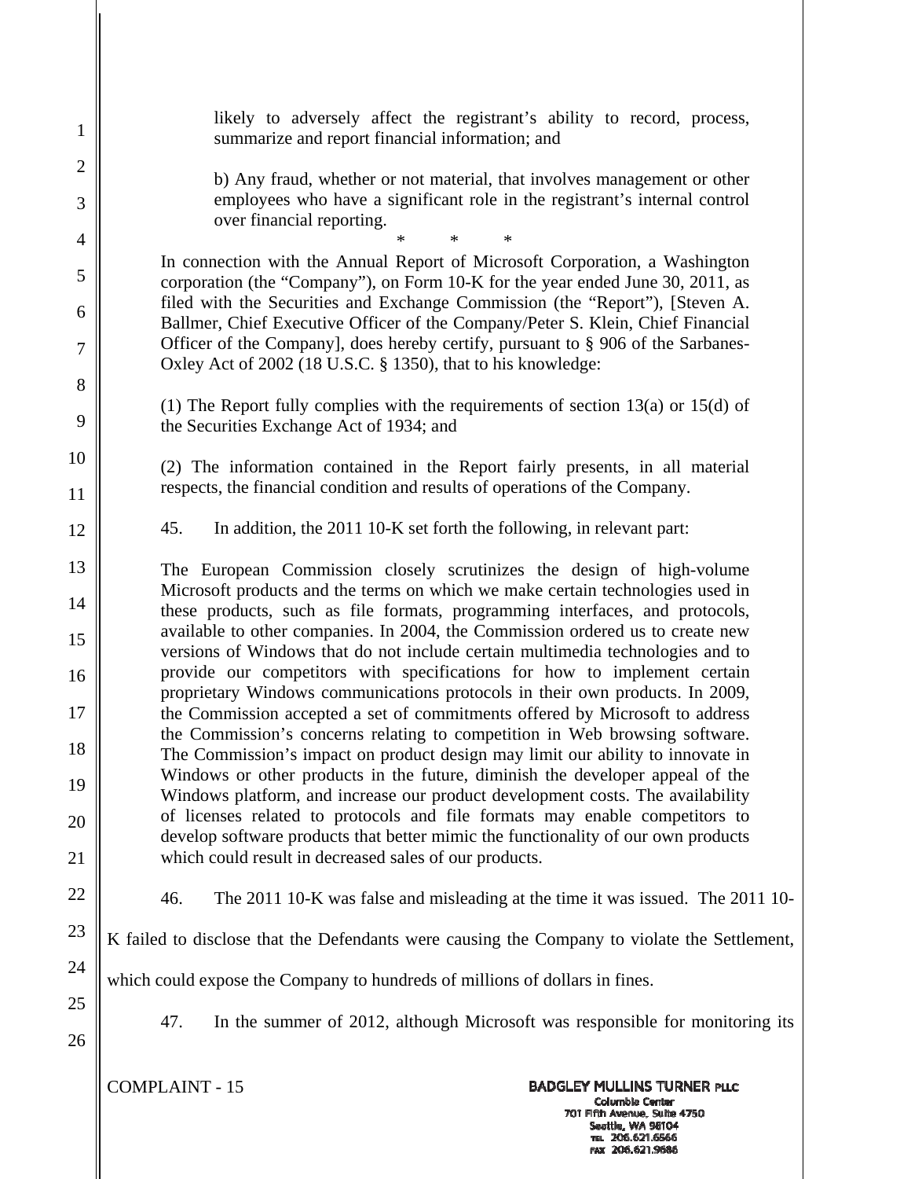likely to adversely affect the registrant's ability to record, process, summarize and report financial information; and

b) Any fraud, whether or not material, that involves management or other employees who have a significant role in the registrant's internal control over financial reporting.

\*   \*   \*

In connection with the Annual Report of Microsoft Corporation, a Washington corporation (the "Company"), on Form 10-K for the year ended June 30, 2011, as filed with the Securities and Exchange Commission (the "Report"), [Steven A. Ballmer, Chief Executive Officer of the Company/Peter S. Klein, Chief Financial Officer of the Company], does hereby certify, pursuant to § 906 of the Sarbanes-Oxley Act of 2002 (18 U.S.C. § 1350), that to his knowledge:

(1) The Report fully complies with the requirements of section 13(a) or 15(d) of the Securities Exchange Act of 1934; and

(2) The information contained in the Report fairly presents, in all material respects, the financial condition and results of operations of the Company.

45. In addition, the 2011 10-K set forth the following, in relevant part:

The European Commission closely scrutinizes the design of high-volume Microsoft products and the terms on which we make certain technologies used in these products, such as file formats, programming interfaces, and protocols, available to other companies. In 2004, the Commission ordered us to create new versions of Windows that do not include certain multimedia technologies and to provide our competitors with specifications for how to implement certain proprietary Windows communications protocols in their own products. In 2009, the Commission accepted a set of commitments offered by Microsoft to address the Commission's concerns relating to competition in Web browsing software. The Commission's impact on product design may limit our ability to innovate in Windows or other products in the future, diminish the developer appeal of the Windows platform, and increase our product development costs. The availability of licenses related to protocols and file formats may enable competitors to develop software products that better mimic the functionality of our own products which could result in decreased sales of our products.

46. The 2011 10-K was false and misleading at the time it was issued. The 2011 10-K failed to disclose that the Defendants were causing the Company to violate the Settlement, which could expose the Company to hundreds of millions of dollars in fines.

47. In the summer of 2012, although Microsoft was responsible for monitoring its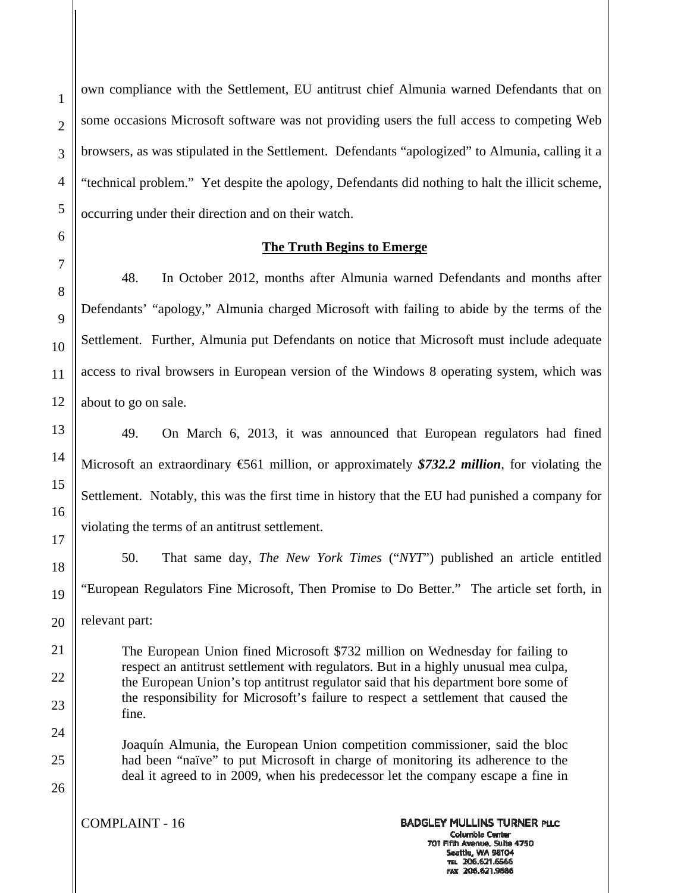own compliance with the Settlement, EU antitrust chief Almunia warned Defendants that on some occasions Microsoft software was not providing users the full access to competing Web browsers, as was stipulated in the Settlement. Defendants "apologized" to Almunia, calling it a "technical problem." Yet despite the apology, Defendants did nothing to halt the illicit scheme, occurring under their direction and on their watch.

**The Truth Begins to Emerge**

48. In October 2012, months after Almunia warned Defendants and months after Defendants' "apology," Almunia charged Microsoft with failing to abide by the terms of the Settlement. Further, Almunia put Defendants on notice that Microsoft must include adequate access to rival browsers in European version of the Windows 8 operating system, which was about to go on sale.

49. On March 6, 2013, it was announced that European regulators had fined Microsoft an extraordinary €561 million, or approximately ***$732.2 million***, for violating the Settlement. Notably, this was the first time in history that the EU had punished a company for violating the terms of an antitrust settlement.

50. That same day, *The New York Times* ("*NYT*") published an article entitled "European Regulators Fine Microsoft, Then Promise to Do Better." The article set forth, in relevant part:

> The European Union fined Microsoft $732 million on Wednesday for failing to respect an antitrust settlement with regulators. But in a highly unusual mea culpa, the European Union's top antitrust regulator said that his department bore some of the responsibility for Microsoft's failure to respect a settlement that caused the fine.
>
> Joaquín Almunia, the European Union competition commissioner, said the bloc had been "naïve" to put Microsoft in charge of monitoring its adherence to the deal it agreed to in 2009, when his predecessor let the company escape a fine in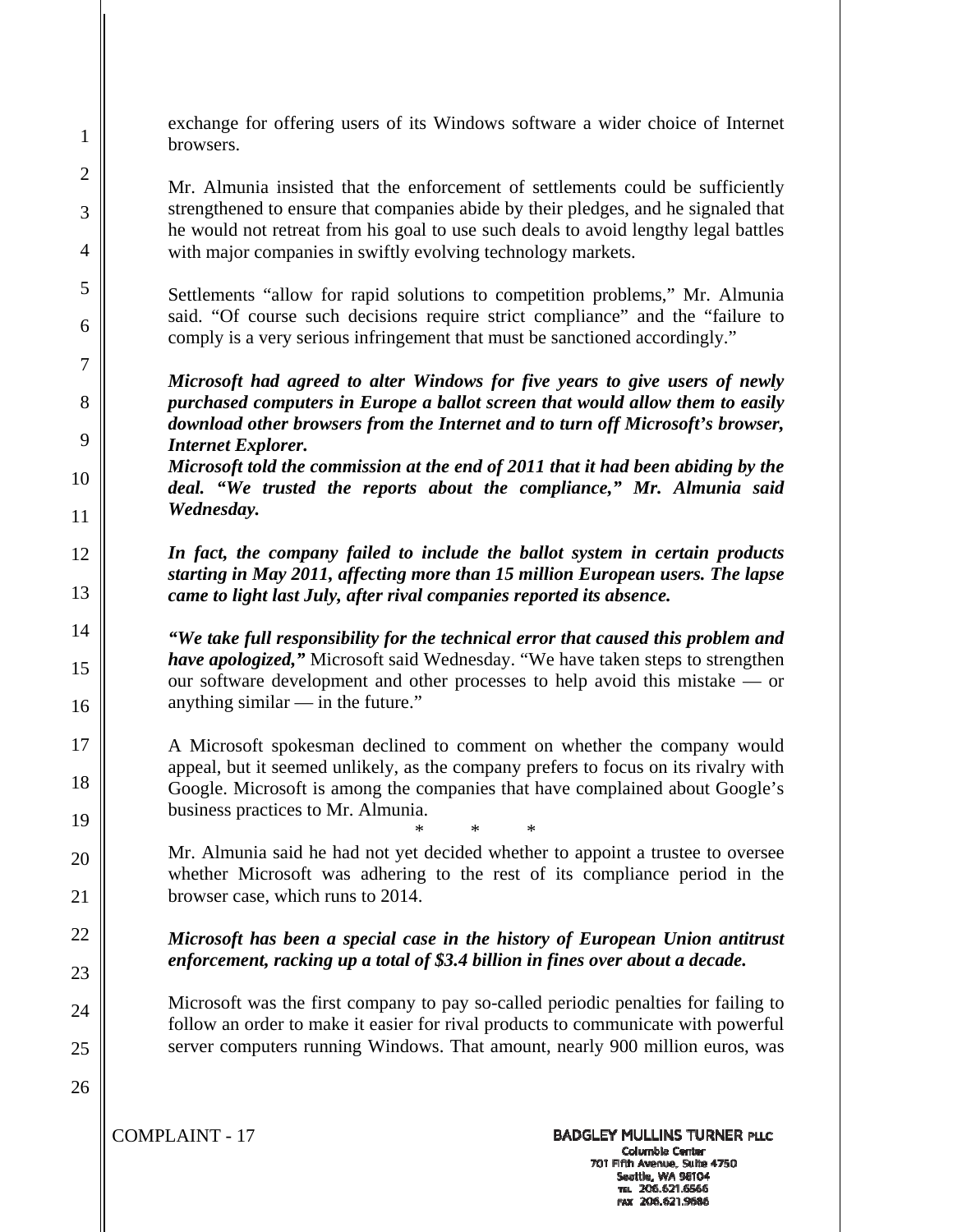exchange for offering users of its Windows software a wider choice of Internet browsers.

Mr. Almunia insisted that the enforcement of settlements could be sufficiently strengthened to ensure that companies abide by their pledges, and he signaled that he would not retreat from his goal to use such deals to avoid lengthy legal battles with major companies in swiftly evolving technology markets.

Settlements "allow for rapid solutions to competition problems," Mr. Almunia said. "Of course such decisions require strict compliance" and the "failure to comply is a very serious infringement that must be sanctioned accordingly."

***Microsoft had agreed to alter Windows for five years to give users of newly purchased computers in Europe a ballot screen that would allow them to easily download other browsers from the Internet and to turn off Microsoft's browser, Internet Explorer.***

***Microsoft told the commission at the end of 2011 that it had been abiding by the deal. "We trusted the reports about the compliance," Mr. Almunia said Wednesday.***

***In fact, the company failed to include the ballot system in certain products starting in May 2011, affecting more than 15 million European users. The lapse came to light last July, after rival companies reported its absence.***

***"We take full responsibility for the technical error that caused this problem and have apologized,"*** Microsoft said Wednesday. "We have taken steps to strengthen our software development and other processes to help avoid this mistake — or anything similar — in the future."

A Microsoft spokesman declined to comment on whether the company would appeal, but it seemed unlikely, as the company prefers to focus on its rivalry with Google. Microsoft is among the companies that have complained about Google's business practices to Mr. Almunia.

\* \* \*

Mr. Almunia said he had not yet decided whether to appoint a trustee to oversee whether Microsoft was adhering to the rest of its compliance period in the browser case, which runs to 2014.

***Microsoft has been a special case in the history of European Union antitrust enforcement, racking up a total of $3.4 billion in fines over about a decade.***

Microsoft was the first company to pay so-called periodic penalties for failing to follow an order to make it easier for rival products to communicate with powerful server computers running Windows. That amount, nearly 900 million euros, was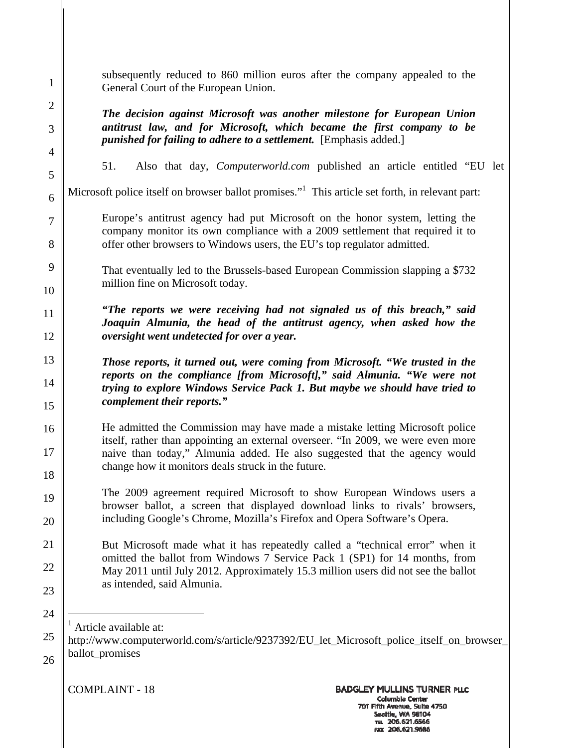subsequently reduced to 860 million euros after the company appealed to the General Court of the European Union.

> ***The decision against Microsoft was another milestone for European Union antitrust law, and for Microsoft, which became the first company to be punished for failing to adhere to a settlement.*** [Emphasis added.]

51. Also that day, *Computerworld.com* published an article entitled "EU let Microsoft police itself on browser ballot promises."[1] This article set forth, in relevant part:

> Europe's antitrust agency had put Microsoft on the honor system, letting the company monitor its own compliance with a 2009 settlement that required it to offer other browsers to Windows users, the EU's top regulator admitted.
>
> That eventually led to the Brussels-based European Commission slapping a $732 million fine on Microsoft today.
>
> ***"The reports we were receiving had not signaled us of this breach," said Joaquin Almunia, the head of the antitrust agency, when asked how the oversight went undetected for over a year.***
>
> ***Those reports, it turned out, were coming from Microsoft. "We trusted in the reports on the compliance [from Microsoft]," said Almunia. "We were not trying to explore Windows Service Pack 1. But maybe we should have tried to complement their reports."***
>
> He admitted the Commission may have made a mistake letting Microsoft police itself, rather than appointing an external overseer. "In 2009, we were even more naive than today," Almunia added. He also suggested that the agency would change how it monitors deals struck in the future.
>
> The 2009 agreement required Microsoft to show European Windows users a browser ballot, a screen that displayed download links to rivals' browsers, including Google's Chrome, Mozilla's Firefox and Opera Software's Opera.
>
> But Microsoft made what it has repeatedly called a "technical error" when it omitted the ballot from Windows 7 Service Pack 1 (SP1) for 14 months, from May 2011 until July 2012. Approximately 15.3 million users did not see the ballot as intended, said Almunia.

---

[1] Article available at: http://www.computerworld.com/s/article/9237392/EU_let_Microsoft_police_itself_on_browser_ballot_promises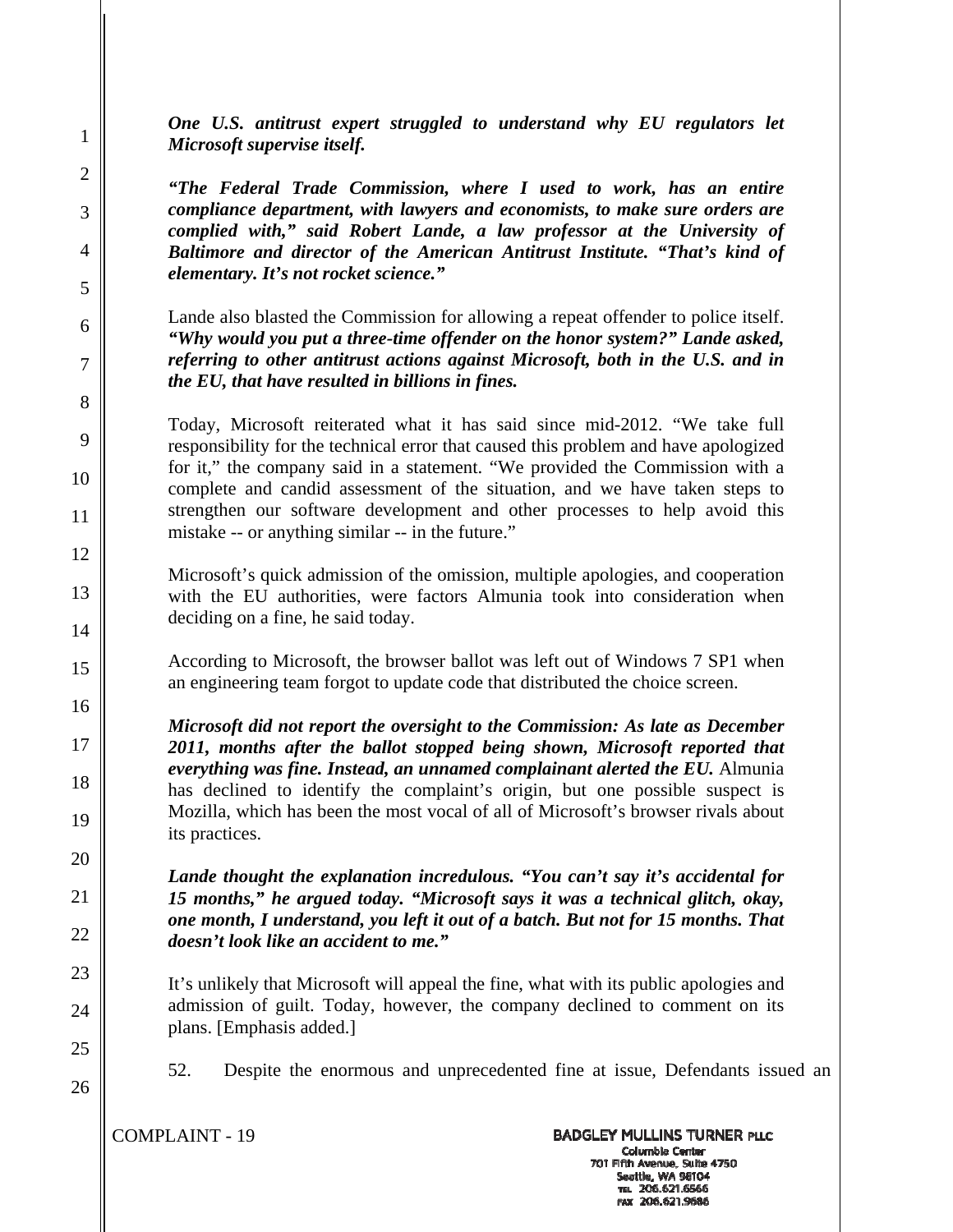***One U.S. antitrust expert struggled to understand why EU regulators let Microsoft supervise itself.***

***"The Federal Trade Commission, where I used to work, has an entire compliance department, with lawyers and economists, to make sure orders are complied with," said Robert Lande, a law professor at the University of Baltimore and director of the American Antitrust Institute. "That's kind of elementary. It's not rocket science."***

Lande also blasted the Commission for allowing a repeat offender to police itself. ***"Why would you put a three-time offender on the honor system?" Lande asked, referring to other antitrust actions against Microsoft, both in the U.S. and in the EU, that have resulted in billions in fines.***

Today, Microsoft reiterated what it has said since mid-2012. "We take full responsibility for the technical error that caused this problem and have apologized for it," the company said in a statement. "We provided the Commission with a complete and candid assessment of the situation, and we have taken steps to strengthen our software development and other processes to help avoid this mistake -- or anything similar -- in the future."

Microsoft's quick admission of the omission, multiple apologies, and cooperation with the EU authorities, were factors Almunia took into consideration when deciding on a fine, he said today.

According to Microsoft, the browser ballot was left out of Windows 7 SP1 when an engineering team forgot to update code that distributed the choice screen.

***Microsoft did not report the oversight to the Commission: As late as December 2011, months after the ballot stopped being shown, Microsoft reported that everything was fine. Instead, an unnamed complainant alerted the EU.*** Almunia has declined to identify the complaint's origin, but one possible suspect is Mozilla, which has been the most vocal of all of Microsoft's browser rivals about its practices.

***Lande thought the explanation incredulous. "You can't say it's accidental for 15 months," he argued today. "Microsoft says it was a technical glitch, okay, one month, I understand, you left it out of a batch. But not for 15 months. That doesn't look like an accident to me."***

It's unlikely that Microsoft will appeal the fine, what with its public apologies and admission of guilt. Today, however, the company declined to comment on its plans. [Emphasis added.]

52. Despite the enormous and unprecedented fine at issue, Defendants issued an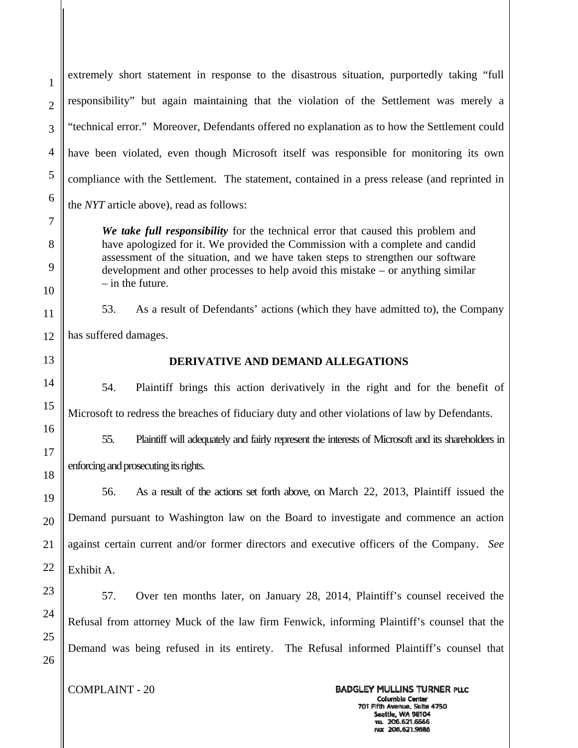extremely short statement in response to the disastrous situation, purportedly taking "full responsibility" but again maintaining that the violation of the Settlement was merely a "technical error." Moreover, Defendants offered no explanation as to how the Settlement could have been violated, even though Microsoft itself was responsible for monitoring its own compliance with the Settlement. The statement, contained in a press release (and reprinted in the *NYT* article above), read as follows:

> ***We take full responsibility*** for the technical error that caused this problem and have apologized for it. We provided the Commission with a complete and candid assessment of the situation, and we have taken steps to strengthen our software development and other processes to help avoid this mistake – or anything similar – in the future.

53. As a result of Defendants' actions (which they have admitted to), the Company has suffered damages.

## DERIVATIVE AND DEMAND ALLEGATIONS

54. Plaintiff brings this action derivatively in the right and for the benefit of Microsoft to redress the breaches of fiduciary duty and other violations of law by Defendants.

55. Plaintiff will adequately and fairly represent the interests of Microsoft and its shareholders in enforcing and prosecuting its rights.

56. As a result of the actions set forth above, on March 22, 2013, Plaintiff issued the Demand pursuant to Washington law on the Board to investigate and commence an action against certain current and/or former directors and executive officers of the Company. *See* Exhibit A.

57. Over ten months later, on January 28, 2014, Plaintiff's counsel received the Refusal from attorney Muck of the law firm Fenwick, informing Plaintiff's counsel that the Demand was being refused in its entirety. The Refusal informed Plaintiff's counsel that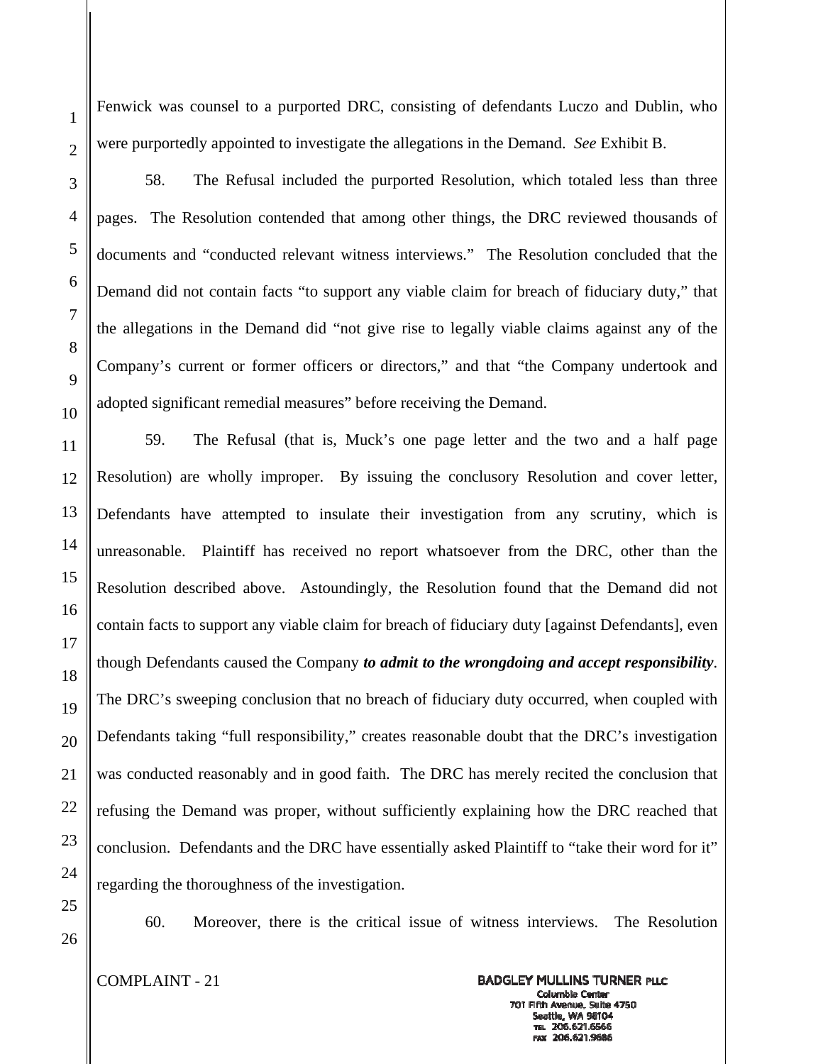Fenwick was counsel to a purported DRC, consisting of defendants Luczo and Dublin, who were purportedly appointed to investigate the allegations in the Demand. *See* Exhibit B.

58. The Refusal included the purported Resolution, which totaled less than three pages. The Resolution contended that among other things, the DRC reviewed thousands of documents and "conducted relevant witness interviews." The Resolution concluded that the Demand did not contain facts "to support any viable claim for breach of fiduciary duty," that the allegations in the Demand did "not give rise to legally viable claims against any of the Company's current or former officers or directors," and that "the Company undertook and adopted significant remedial measures" before receiving the Demand.

59. The Refusal (that is, Muck's one page letter and the two and a half page Resolution) are wholly improper. By issuing the conclusory Resolution and cover letter, Defendants have attempted to insulate their investigation from any scrutiny, which is unreasonable. Plaintiff has received no report whatsoever from the DRC, other than the Resolution described above. Astoundingly, the Resolution found that the Demand did not contain facts to support any viable claim for breach of fiduciary duty [against Defendants], even though Defendants caused the Company ***to admit to the wrongdoing and accept responsibility***. The DRC's sweeping conclusion that no breach of fiduciary duty occurred, when coupled with Defendants taking "full responsibility," creates reasonable doubt that the DRC's investigation was conducted reasonably and in good faith. The DRC has merely recited the conclusion that refusing the Demand was proper, without sufficiently explaining how the DRC reached that conclusion. Defendants and the DRC have essentially asked Plaintiff to "take their word for it" regarding the thoroughness of the investigation.

60. Moreover, there is the critical issue of witness interviews. The Resolution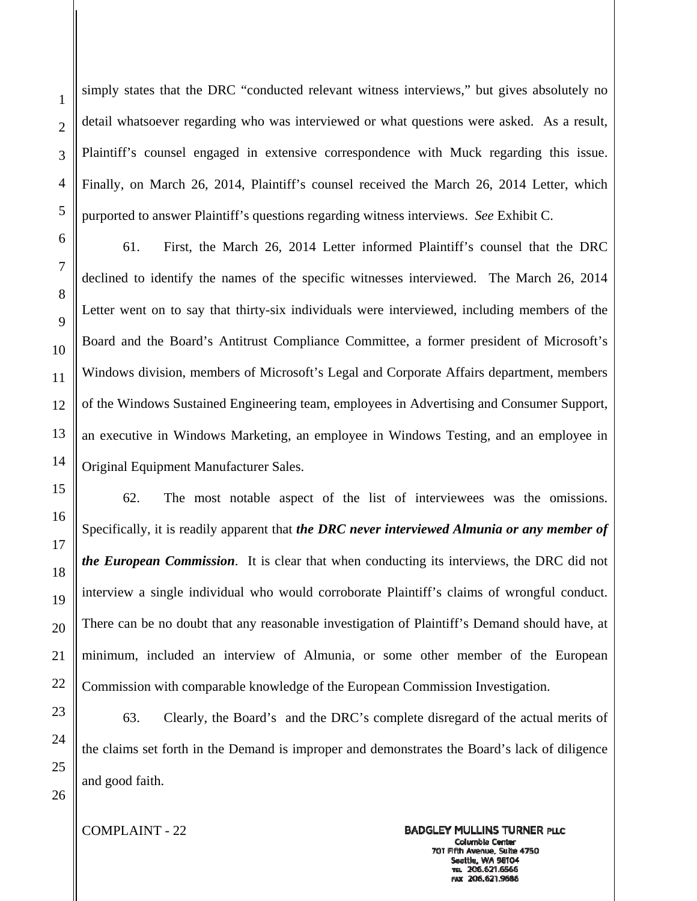simply states that the DRC "conducted relevant witness interviews," but gives absolutely no detail whatsoever regarding who was interviewed or what questions were asked. As a result, Plaintiff's counsel engaged in extensive correspondence with Muck regarding this issue. Finally, on March 26, 2014, Plaintiff's counsel received the March 26, 2014 Letter, which purported to answer Plaintiff's questions regarding witness interviews. *See* Exhibit C.

61. First, the March 26, 2014 Letter informed Plaintiff's counsel that the DRC declined to identify the names of the specific witnesses interviewed. The March 26, 2014 Letter went on to say that thirty-six individuals were interviewed, including members of the Board and the Board's Antitrust Compliance Committee, a former president of Microsoft's Windows division, members of Microsoft's Legal and Corporate Affairs department, members of the Windows Sustained Engineering team, employees in Advertising and Consumer Support, an executive in Windows Marketing, an employee in Windows Testing, and an employee in Original Equipment Manufacturer Sales.

62. The most notable aspect of the list of interviewees was the omissions. Specifically, it is readily apparent that ***the DRC never interviewed Almunia or any member of the European Commission***. It is clear that when conducting its interviews, the DRC did not interview a single individual who would corroborate Plaintiff's claims of wrongful conduct. There can be no doubt that any reasonable investigation of Plaintiff's Demand should have, at minimum, included an interview of Almunia, or some other member of the European Commission with comparable knowledge of the European Commission Investigation.

63. Clearly, the Board's and the DRC's complete disregard of the actual merits of the claims set forth in the Demand is improper and demonstrates the Board's lack of diligence and good faith.

COMPLAINT - 22

BADGLEY MULLINS TURNER PLLC
Columbia Center
701 Fifth Avenue, Suite 4750
Seattle, WA 98104
TEL 206.621.6566
FAX 206.621.9686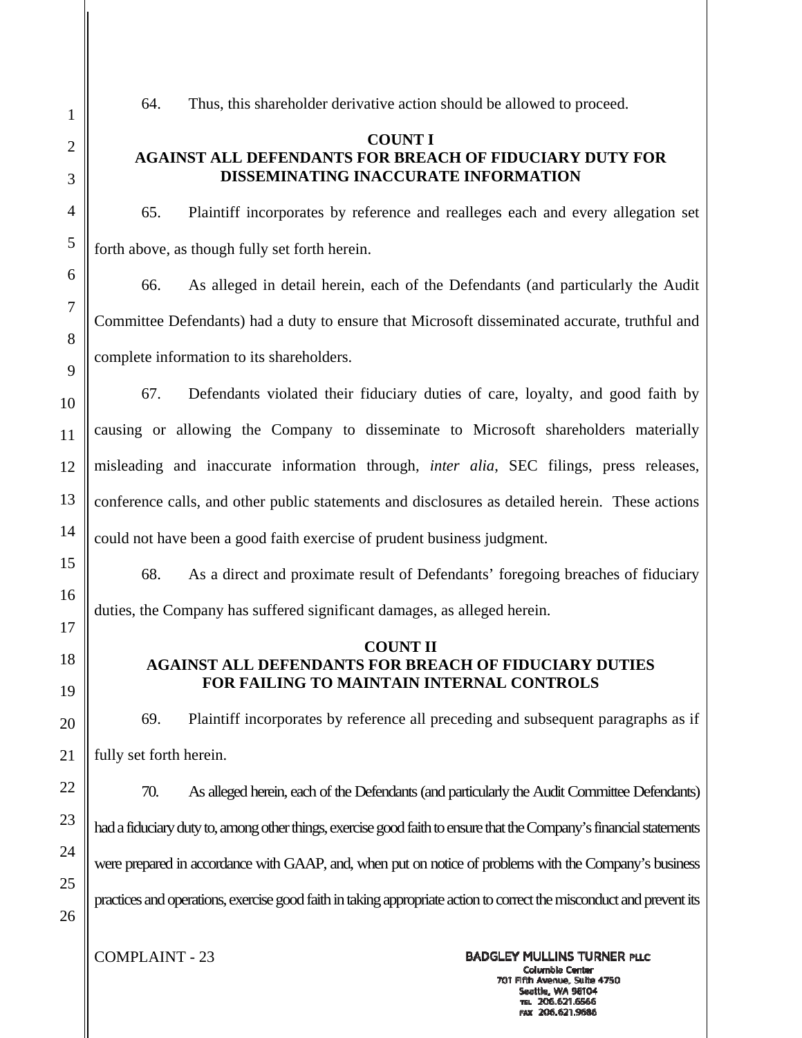64. Thus, this shareholder derivative action should be allowed to proceed.

**COUNT I**
**AGAINST ALL DEFENDANTS FOR BREACH OF FIDUCIARY DUTY FOR DISSEMINATING INACCURATE INFORMATION**

65. Plaintiff incorporates by reference and realleges each and every allegation set forth above, as though fully set forth herein.

66. As alleged in detail herein, each of the Defendants (and particularly the Audit Committee Defendants) had a duty to ensure that Microsoft disseminated accurate, truthful and complete information to its shareholders.

67. Defendants violated their fiduciary duties of care, loyalty, and good faith by causing or allowing the Company to disseminate to Microsoft shareholders materially misleading and inaccurate information through, *inter alia*, SEC filings, press releases, conference calls, and other public statements and disclosures as detailed herein. These actions could not have been a good faith exercise of prudent business judgment.

68. As a direct and proximate result of Defendants' foregoing breaches of fiduciary duties, the Company has suffered significant damages, as alleged herein.

**COUNT II**
**AGAINST ALL DEFENDANTS FOR BREACH OF FIDUCIARY DUTIES FOR FAILING TO MAINTAIN INTERNAL CONTROLS**

69. Plaintiff incorporates by reference all preceding and subsequent paragraphs as if fully set forth herein.

70. As alleged herein, each of the Defendants (and particularly the Audit Committee Defendants) had a fiduciary duty to, among other things, exercise good faith to ensure that the Company's financial statements were prepared in accordance with GAAP, and, when put on notice of problems with the Company's business practices and operations, exercise good faith in taking appropriate action to correct the misconduct and prevent its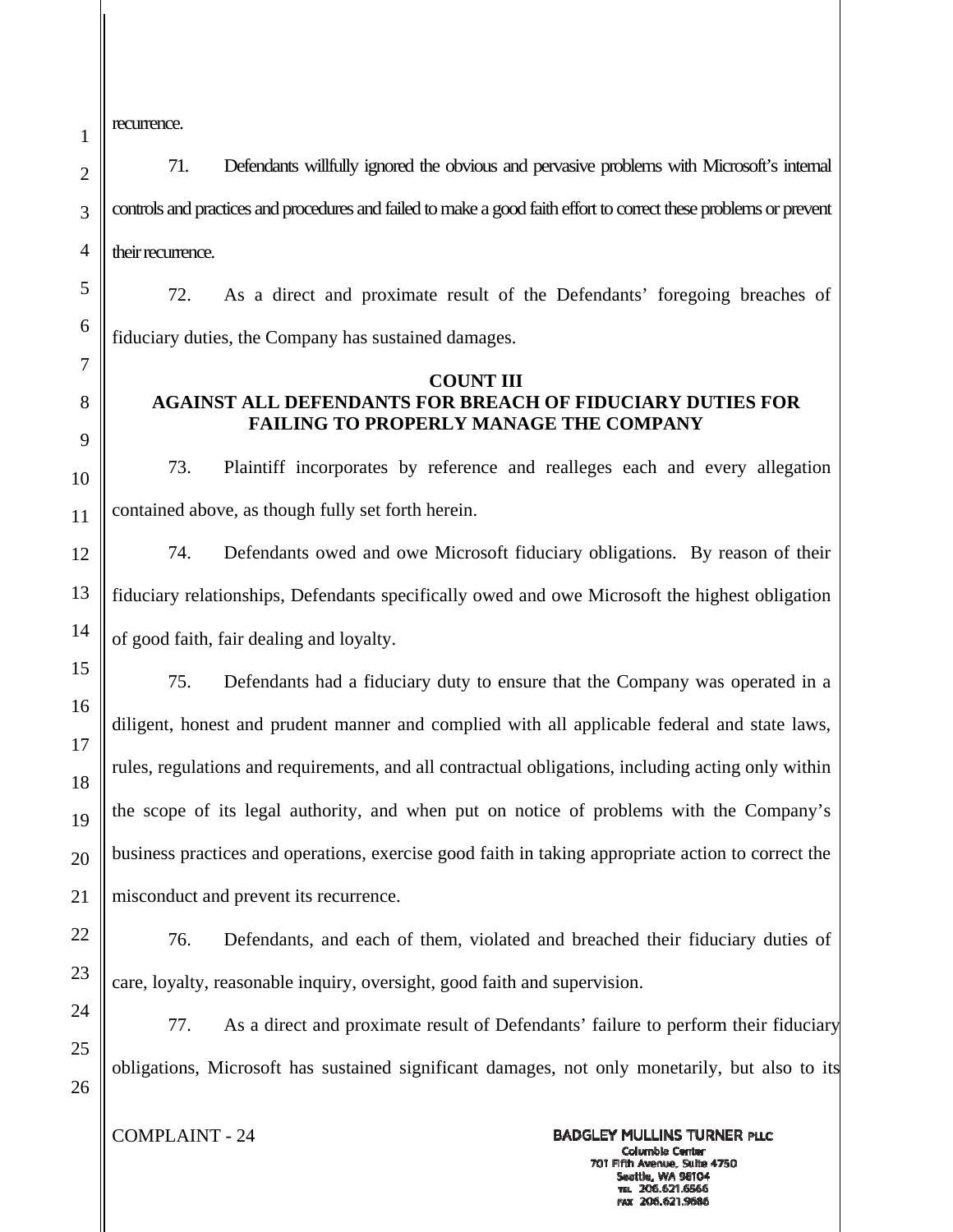recurrence.

71. Defendants willfully ignored the obvious and pervasive problems with Microsoft's internal controls and practices and procedures and failed to make a good faith effort to correct these problems or prevent their recurrence.

72. As a direct and proximate result of the Defendants' foregoing breaches of fiduciary duties, the Company has sustained damages.

**COUNT III**
**AGAINST ALL DEFENDANTS FOR BREACH OF FIDUCIARY DUTIES FOR FAILING TO PROPERLY MANAGE THE COMPANY**

73. Plaintiff incorporates by reference and realleges each and every allegation contained above, as though fully set forth herein.

74. Defendants owed and owe Microsoft fiduciary obligations. By reason of their fiduciary relationships, Defendants specifically owed and owe Microsoft the highest obligation of good faith, fair dealing and loyalty.

75. Defendants had a fiduciary duty to ensure that the Company was operated in a diligent, honest and prudent manner and complied with all applicable federal and state laws, rules, regulations and requirements, and all contractual obligations, including acting only within the scope of its legal authority, and when put on notice of problems with the Company's business practices and operations, exercise good faith in taking appropriate action to correct the misconduct and prevent its recurrence.

76. Defendants, and each of them, violated and breached their fiduciary duties of care, loyalty, reasonable inquiry, oversight, good faith and supervision.

77. As a direct and proximate result of Defendants' failure to perform their fiduciary obligations, Microsoft has sustained significant damages, not only monetarily, but also to its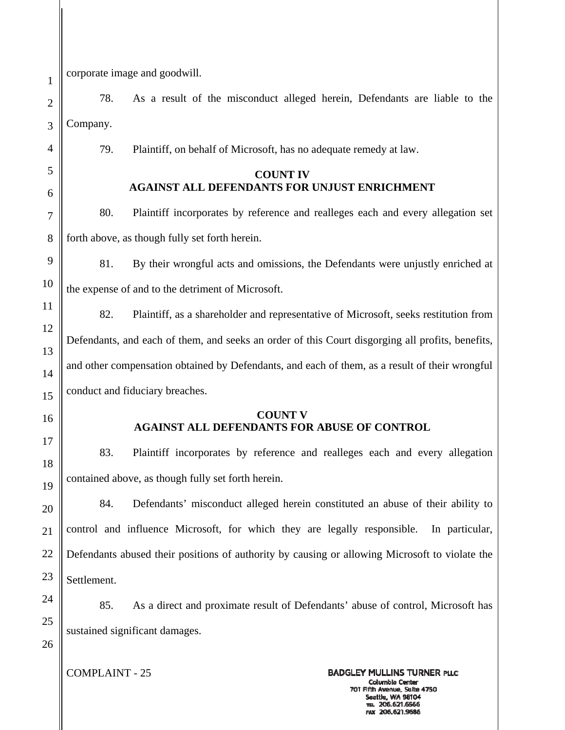corporate image and goodwill.

78. As a result of the misconduct alleged herein, Defendants are liable to the Company.

79. Plaintiff, on behalf of Microsoft, has no adequate remedy at law.

**COUNT IV**
**AGAINST ALL DEFENDANTS FOR UNJUST ENRICHMENT**

80. Plaintiff incorporates by reference and realleges each and every allegation set forth above, as though fully set forth herein.

81. By their wrongful acts and omissions, the Defendants were unjustly enriched at the expense of and to the detriment of Microsoft.

82. Plaintiff, as a shareholder and representative of Microsoft, seeks restitution from Defendants, and each of them, and seeks an order of this Court disgorging all profits, benefits, and other compensation obtained by Defendants, and each of them, as a result of their wrongful conduct and fiduciary breaches.

**COUNT V**
**AGAINST ALL DEFENDANTS FOR ABUSE OF CONTROL**

83. Plaintiff incorporates by reference and realleges each and every allegation contained above, as though fully set forth herein.

84. Defendants' misconduct alleged herein constituted an abuse of their ability to control and influence Microsoft, for which they are legally responsible. In particular, Defendants abused their positions of authority by causing or allowing Microsoft to violate the Settlement.

85. As a direct and proximate result of Defendants' abuse of control, Microsoft has sustained significant damages.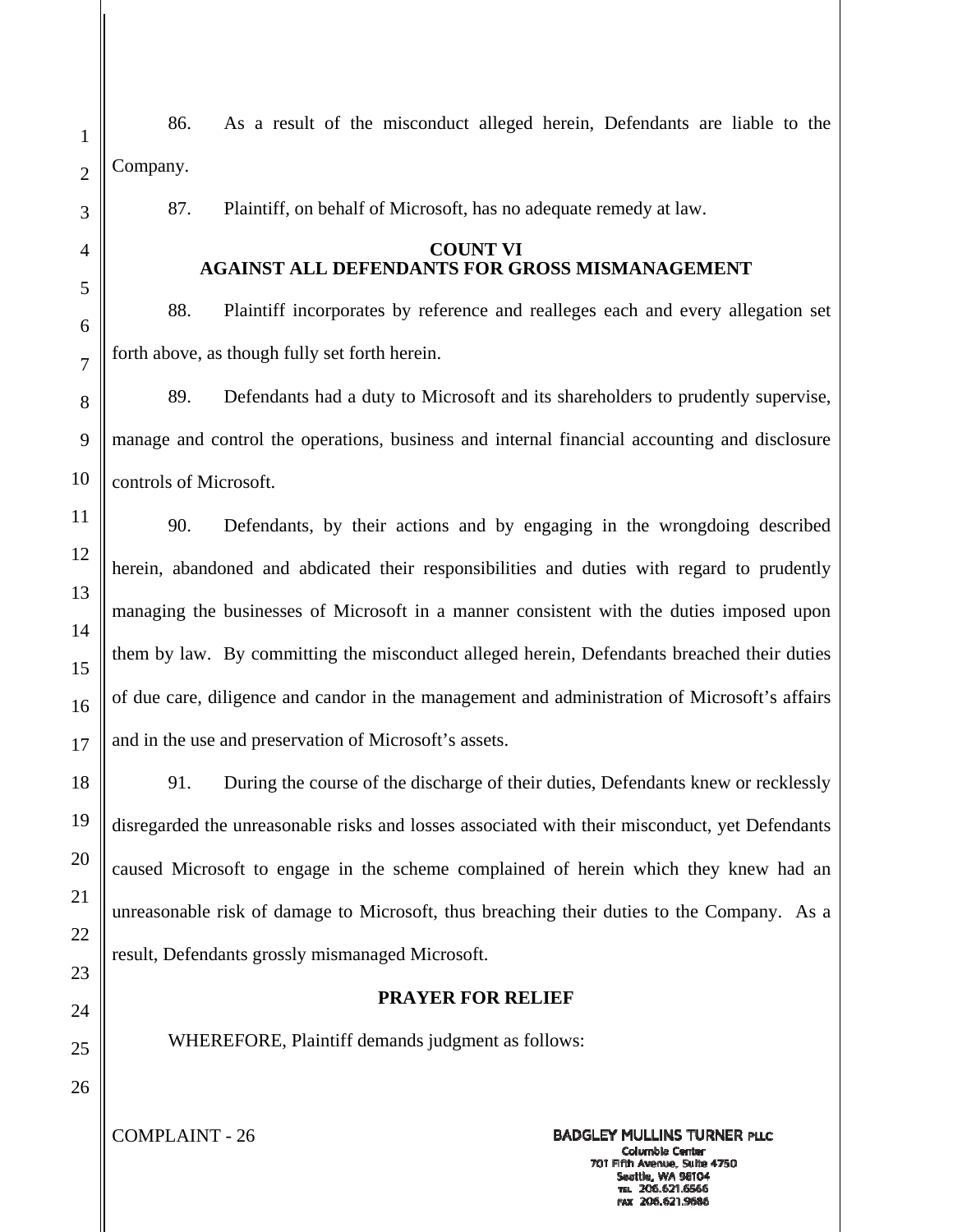86. As a result of the misconduct alleged herein, Defendants are liable to the Company.

87. Plaintiff, on behalf of Microsoft, has no adequate remedy at law.

**COUNT VI**
**AGAINST ALL DEFENDANTS FOR GROSS MISMANAGEMENT**

88. Plaintiff incorporates by reference and realleges each and every allegation set forth above, as though fully set forth herein.

89. Defendants had a duty to Microsoft and its shareholders to prudently supervise, manage and control the operations, business and internal financial accounting and disclosure controls of Microsoft.

90. Defendants, by their actions and by engaging in the wrongdoing described herein, abandoned and abdicated their responsibilities and duties with regard to prudently managing the businesses of Microsoft in a manner consistent with the duties imposed upon them by law. By committing the misconduct alleged herein, Defendants breached their duties of due care, diligence and candor in the management and administration of Microsoft's affairs and in the use and preservation of Microsoft's assets.

91. During the course of the discharge of their duties, Defendants knew or recklessly disregarded the unreasonable risks and losses associated with their misconduct, yet Defendants caused Microsoft to engage in the scheme complained of herein which they knew had an unreasonable risk of damage to Microsoft, thus breaching their duties to the Company. As a result, Defendants grossly mismanaged Microsoft.

**PRAYER FOR RELIEF**

WHEREFORE, Plaintiff demands judgment as follows: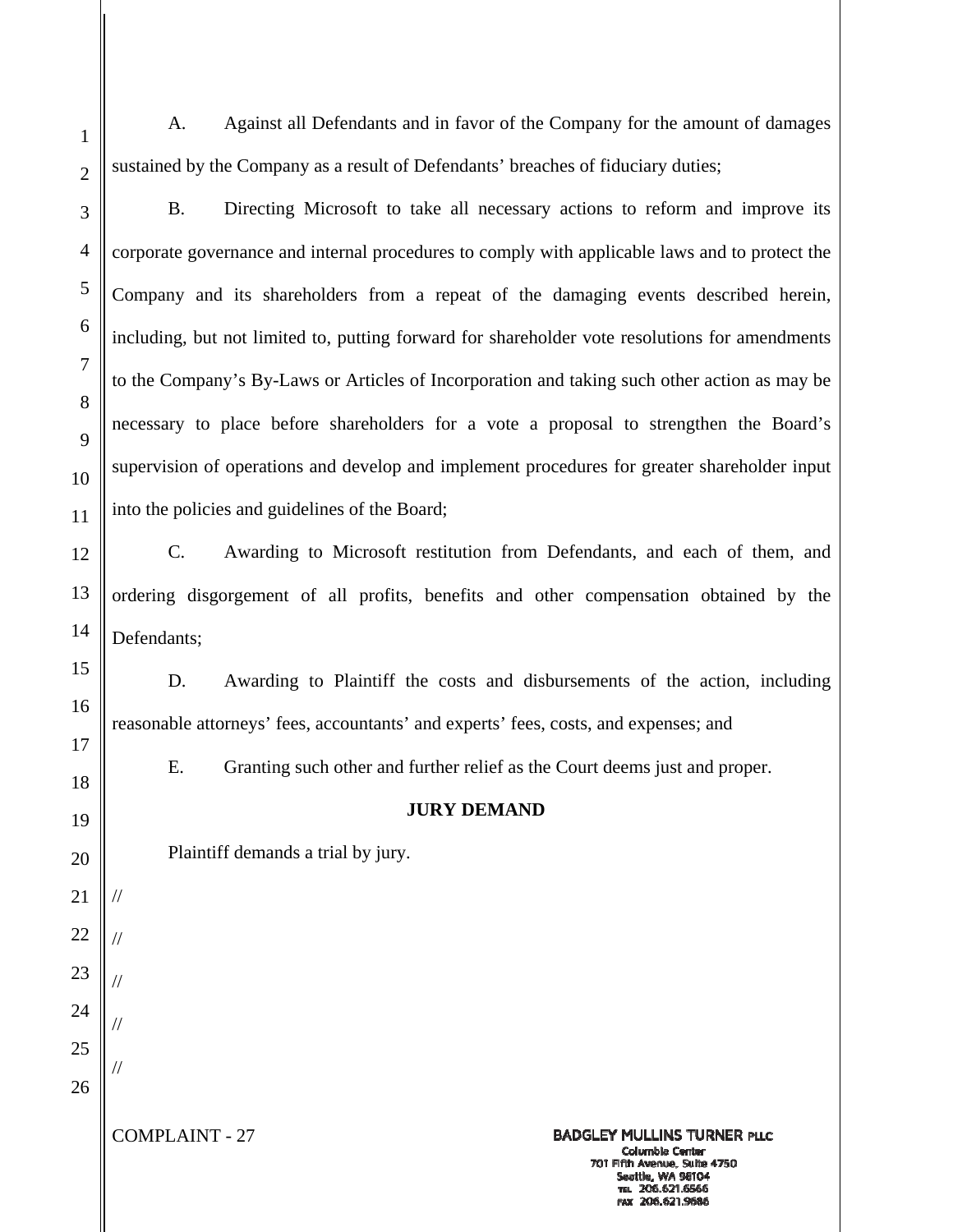A. Against all Defendants and in favor of the Company for the amount of damages sustained by the Company as a result of Defendants' breaches of fiduciary duties;

B. Directing Microsoft to take all necessary actions to reform and improve its corporate governance and internal procedures to comply with applicable laws and to protect the Company and its shareholders from a repeat of the damaging events described herein, including, but not limited to, putting forward for shareholder vote resolutions for amendments to the Company's By-Laws or Articles of Incorporation and taking such other action as may be necessary to place before shareholders for a vote a proposal to strengthen the Board's supervision of operations and develop and implement procedures for greater shareholder input into the policies and guidelines of the Board;

C. Awarding to Microsoft restitution from Defendants, and each of them, and ordering disgorgement of all profits, benefits and other compensation obtained by the Defendants;

D. Awarding to Plaintiff the costs and disbursements of the action, including reasonable attorneys' fees, accountants' and experts' fees, costs, and expenses; and

E. Granting such other and further relief as the Court deems just and proper.

**JURY DEMAND**

Plaintiff demands a trial by jury.

//

//

//

//

//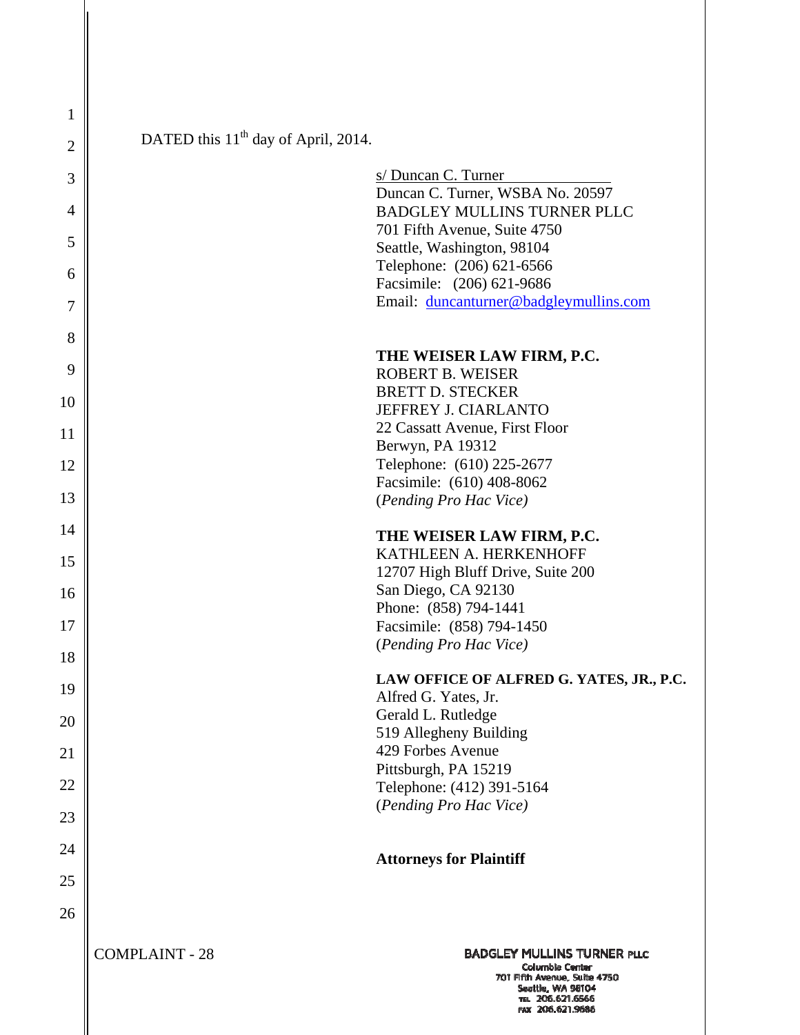DATED this 11th day of April, 2014.

s/ Duncan C. Turner
Duncan C. Turner, WSBA No. 20597
BADGLEY MULLINS TURNER PLLC
701 Fifth Avenue, Suite 4750
Seattle, Washington, 98104
Telephone: (206) 621-6566
Facsimile: (206) 621-9686
Email: duncanturner@badgleymullins.com

**THE WEISER LAW FIRM, P.C.**
ROBERT B. WEISER
BRETT D. STECKER
JEFFREY J. CIARLANTO
22 Cassatt Avenue, First Floor
Berwyn, PA 19312
Telephone: (610) 225-2677
Facsimile: (610) 408-8062
(*Pending Pro Hac Vice)*

**THE WEISER LAW FIRM, P.C.**
KATHLEEN A. HERKENHOFF
12707 High Bluff Drive, Suite 200
San Diego, CA 92130
Phone: (858) 794-1441
Facsimile: (858) 794-1450
(*Pending Pro Hac Vice)*

**LAW OFFICE OF ALFRED G. YATES, JR., P.C.**
Alfred G. Yates, Jr.
Gerald L. Rutledge
519 Allegheny Building
429 Forbes Avenue
Pittsburgh, PA 15219
Telephone: (412) 391-5164
(*Pending Pro Hac Vice)*

**Attorneys for Plaintiff**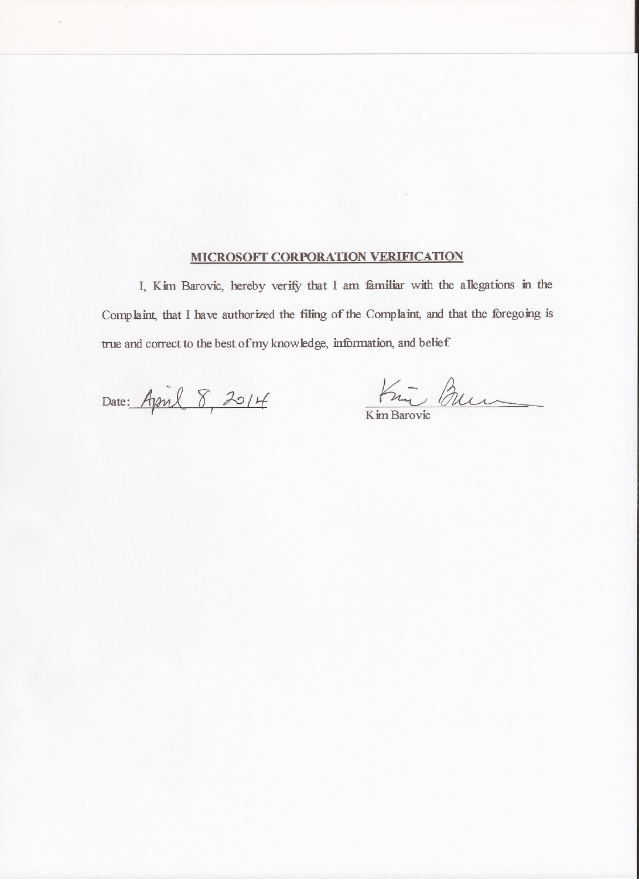**MICROSOFT CORPORATION VERIFICATION**

I, Kim Barovic, hereby verify that I am familiar with the allegations in the Complaint, that I have authorized the filing of the Complaint, and that the foregoing is true and correct to the best of my knowledge, information, and belief.

Date: April 8, 2014

Kim Barovic